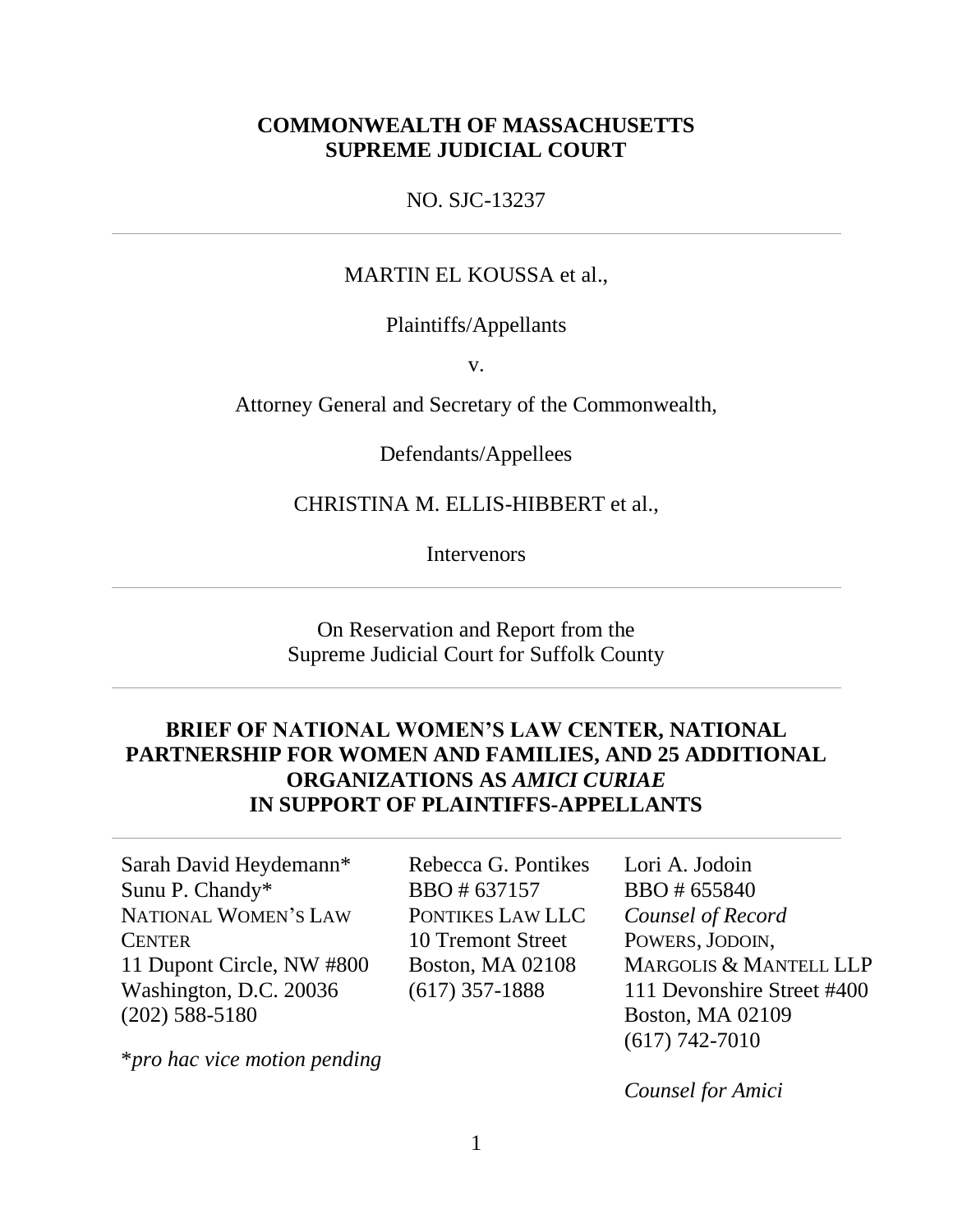**COMMONWEALTH OF MASSACHUSETTS**
**SUPREME JUDICIAL COURT**

NO. SJC-13237

---

MARTIN EL KOUSSA et al.,

Plaintiffs/Appellants

v.

Attorney General and Secretary of the Commonwealth,

Defendants/Appellees

CHRISTINA M. ELLIS-HIBBERT et al.,

Intervenors

---

On Reservation and Report from the
Supreme Judicial Court for Suffolk County

---

**BRIEF OF NATIONAL WOMEN'S LAW CENTER, NATIONAL PARTNERSHIP FOR WOMEN AND FAMILIES, AND 25 ADDITIONAL ORGANIZATIONS AS *AMICI CURIAE* IN SUPPORT OF PLAINTIFFS-APPELLANTS**

---

Sarah David Heydemann*
Sunu P. Chandy*
NATIONAL WOMEN'S LAW CENTER
11 Dupont Circle, NW #800
Washington, D.C. 20036
(202) 588-5180

**pro hac vice motion pending*

Rebecca G. Pontikes
BBO # 637157
PONTIKES LAW LLC
10 Tremont Street
Boston, MA 02108
(617) 357-1888

Lori A. Jodoin
BBO # 655840
*Counsel of Record*
POWERS, JODOIN, MARGOLIS & MANTELL LLP
111 Devonshire Street #400
Boston, MA 02109
(617) 742-7010

*Counsel for Amici*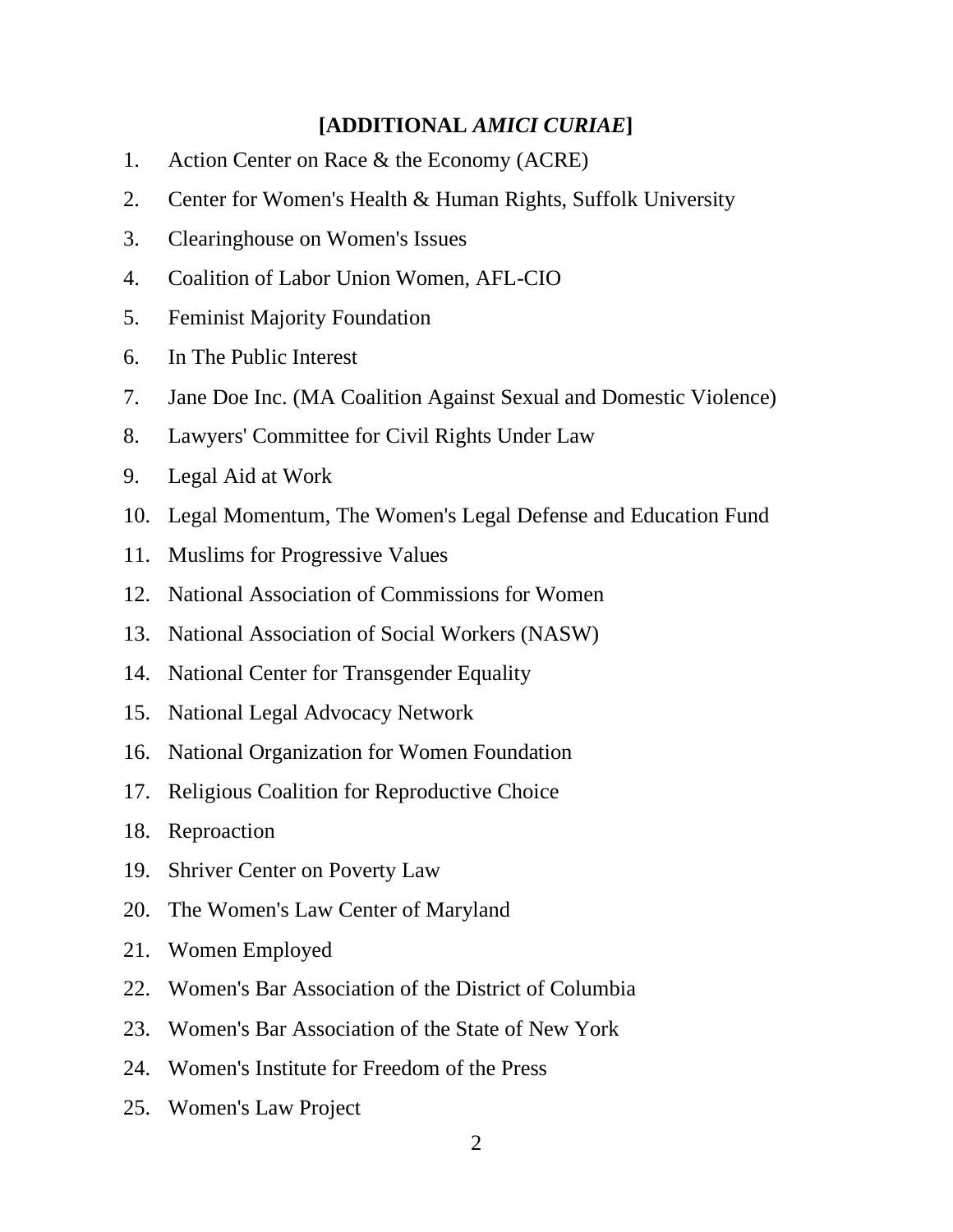**[ADDITIONAL *AMICI CURIAE*]**

1. Action Center on Race & the Economy (ACRE)
2. Center for Women's Health & Human Rights, Suffolk University
3. Clearinghouse on Women's Issues
4. Coalition of Labor Union Women, AFL-CIO
5. Feminist Majority Foundation
6. In The Public Interest
7. Jane Doe Inc. (MA Coalition Against Sexual and Domestic Violence)
8. Lawyers' Committee for Civil Rights Under Law
9. Legal Aid at Work
10. Legal Momentum, The Women's Legal Defense and Education Fund
11. Muslims for Progressive Values
12. National Association of Commissions for Women
13. National Association of Social Workers (NASW)
14. National Center for Transgender Equality
15. National Legal Advocacy Network
16. National Organization for Women Foundation
17. Religious Coalition for Reproductive Choice
18. Reproaction
19. Shriver Center on Poverty Law
20. The Women's Law Center of Maryland
21. Women Employed
22. Women's Bar Association of the District of Columbia
23. Women's Bar Association of the State of New York
24. Women's Institute for Freedom of the Press
25. Women's Law Project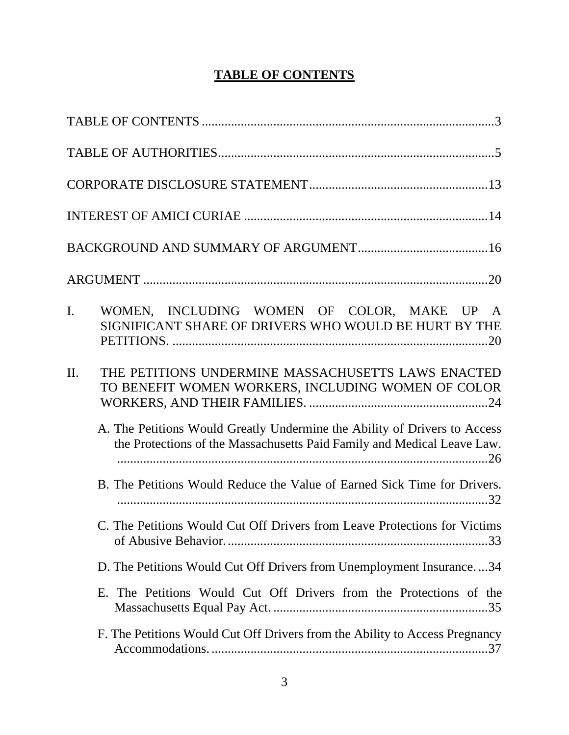# TABLE OF CONTENTS

TABLE OF CONTENTS ........................................................................................ 3

TABLE OF AUTHORITIES .................................................................................... 5

CORPORATE DISCLOSURE STATEMENT ...................................................... 13

INTEREST OF AMICI CURIAE .......................................................................... 14

BACKGROUND AND SUMMARY OF ARGUMENT ....................................... 16

ARGUMENT ......................................................................................................... 20

I. WOMEN, INCLUDING WOMEN OF COLOR, MAKE UP A SIGNIFICANT SHARE OF DRIVERS WHO WOULD BE HURT BY THE PETITIONS. ............................................................................................... 20

II. THE PETITIONS UNDERMINE MASSACHUSETTS LAWS ENACTED TO BENEFIT WOMEN WORKERS, INCLUDING WOMEN OF COLOR WORKERS, AND THEIR FAMILIES. ...................................................... 24

   A. The Petitions Would Greatly Undermine the Ability of Drivers to Access the Protections of the Massachusetts Paid Family and Medical Leave Law. ................................................................................................... 26

   B. The Petitions Would Reduce the Value of Earned Sick Time for Drivers. ................................................................................................... 32

   C. The Petitions Would Cut Off Drivers from Leave Protections for Victims of Abusive Behavior. ................................................................ 33

   D. The Petitions Would Cut Off Drivers from Unemployment Insurance. ... 34

   E. The Petitions Would Cut Off Drivers from the Protections of the Massachusetts Equal Pay Act. .................................................................. 35

   F. The Petitions Would Cut Off Drivers from the Ability to Access Pregnancy Accommodations. ..................................................................... 37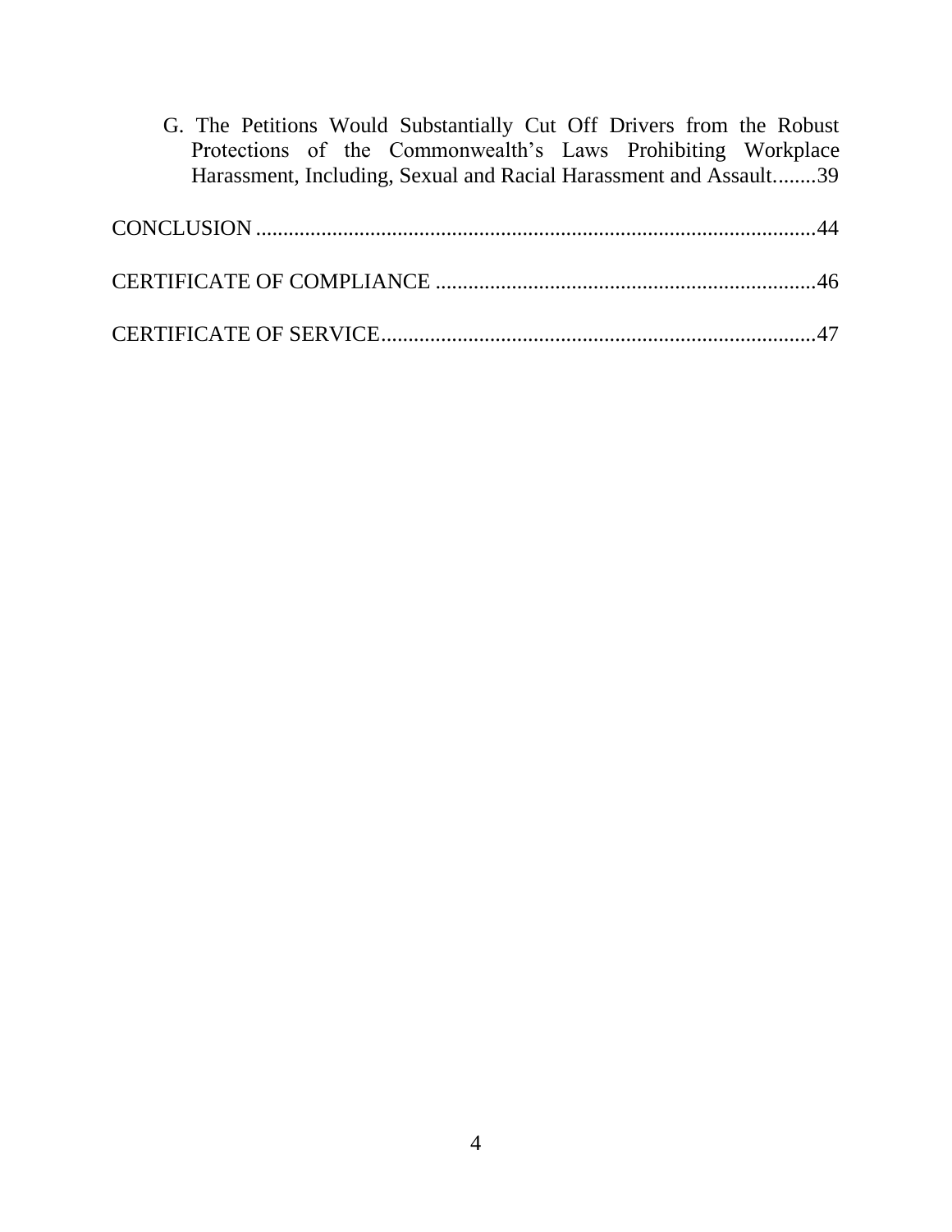G. The Petitions Would Substantially Cut Off Drivers from the Robust Protections of the Commonwealth's Laws Prohibiting Workplace Harassment, Including, Sexual and Racial Harassment and Assault........39

CONCLUSION .....................................................................................................44

CERTIFICATE OF COMPLIANCE .....................................................................46

CERTIFICATE OF SERVICE...............................................................................47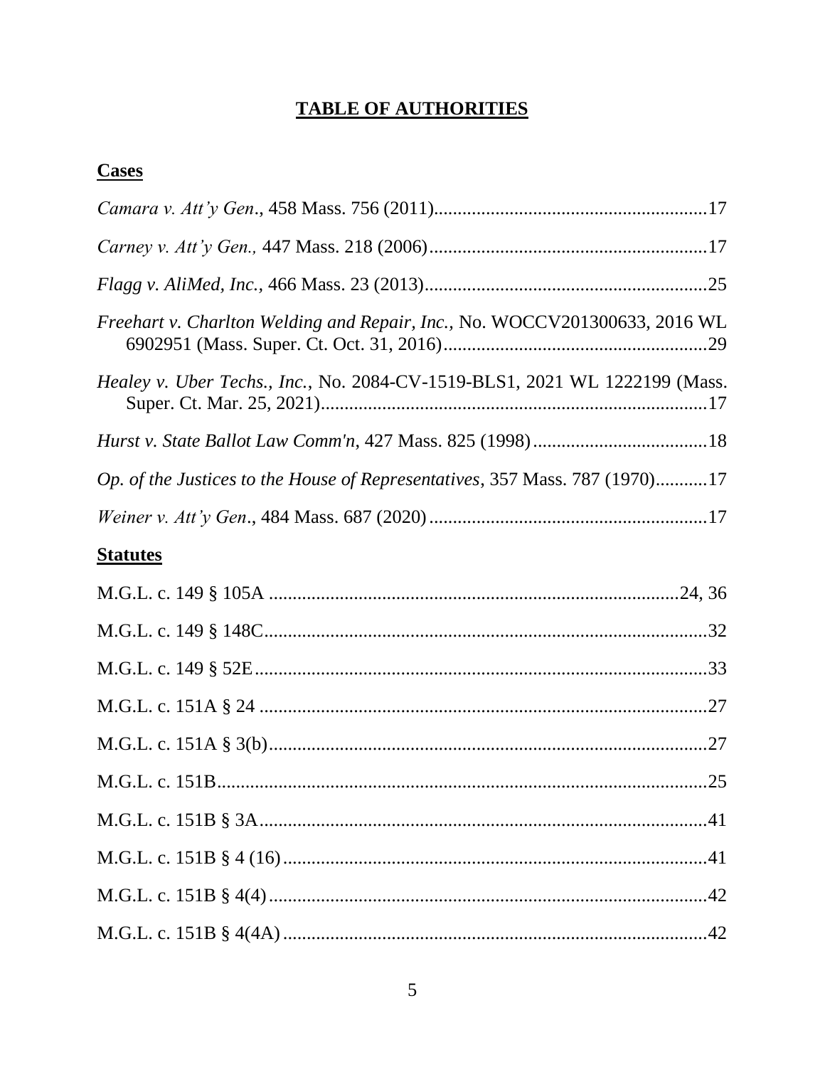# TABLE OF AUTHORITIES

## Cases

*Camara v. Att'y Gen*., 458 Mass. 756 (2011)........................................................17

*Carney v. Att'y Gen.,* 447 Mass. 218 (2006)..........................................................17

*Flagg v. AliMed, Inc.,* 466 Mass. 23 (2013)...........................................................25

*Freehart v. Charlton Welding and Repair, Inc.*, No. WOCCV201300633, 2016 WL 6902951 (Mass. Super. Ct. Oct. 31, 2016).......................................................29

*Healey v. Uber Techs., Inc.*, No. 2084-CV-1519-BLS1, 2021 WL 1222199 (Mass. Super. Ct. Mar. 25, 2021)..................................................................................17

*Hurst v. State Ballot Law Comm'n*, 427 Mass. 825 (1998).....................................18

*Op. of the Justices to the House of Representatives*, 357 Mass. 787 (1970)...........17

*Weiner v. Att'y Gen*., 484 Mass. 687 (2020)...........................................................17

## Statutes

M.G.L. c. 149 § 105A ........................................................................................24, 36

M.G.L. c. 149 § 148C...............................................................................................32

M.G.L. c. 149 § 52E.................................................................................................33

M.G.L. c. 151A § 24 ................................................................................................27

M.G.L. c. 151A § 3(b)..............................................................................................27

M.G.L. c. 151B.........................................................................................................25

M.G.L. c. 151B § 3A................................................................................................41

M.G.L. c. 151B § 4 (16)...........................................................................................41

M.G.L. c. 151B § 4(4)..............................................................................................42

M.G.L. c. 151B § 4(4A)...........................................................................................42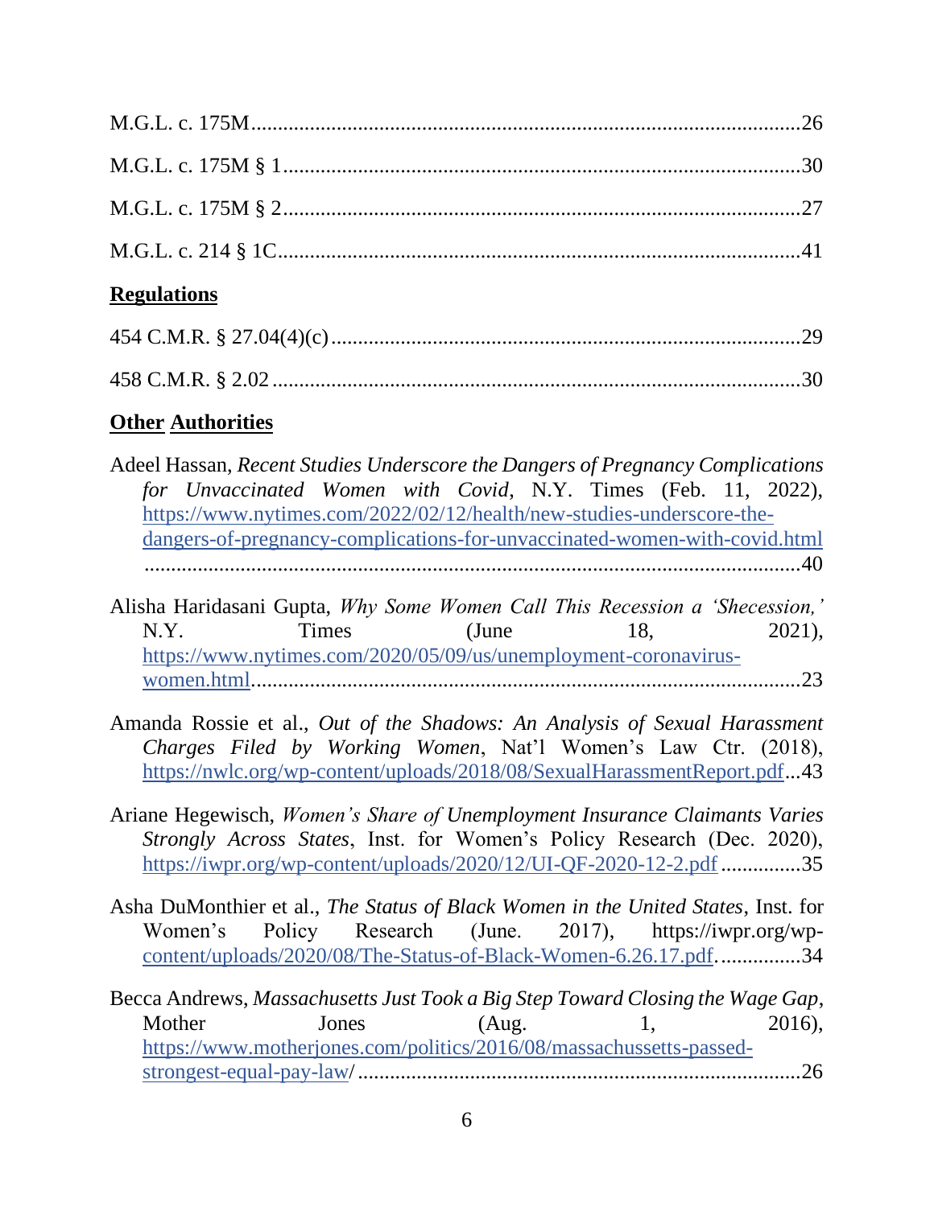M.G.L. c. 175M ........................................................................................................26

M.G.L. c. 175M § 1 .................................................................................................30

M.G.L. c. 175M § 2 .................................................................................................27

M.G.L. c. 214 § 1C...................................................................................................41

**Regulations**

454 C.M.R. § 27.04(4)(c) ..........................................................................................29

458 C.M.R. § 2.02 .....................................................................................................30

**Other Authorities**

Adeel Hassan, *Recent Studies Underscore the Dangers of Pregnancy Complications for Unvaccinated Women with Covid*, N.Y. Times (Feb. 11, 2022), https://www.nytimes.com/2022/02/12/health/new-studies-underscore-the-dangers-of-pregnancy-complications-for-unvaccinated-women-with-covid.html ..........................................................................................................................40

Alisha Haridasani Gupta, *Why Some Women Call This Recession a 'Shecession,'* N.Y. Times (June 18, 2021), https://www.nytimes.com/2020/05/09/us/unemployment-coronavirus-women.html.......................................................................................................23

Amanda Rossie et al., *Out of the Shadows: An Analysis of Sexual Harassment Charges Filed by Working Women*, Nat'l Women's Law Ctr. (2018), https://nwlc.org/wp-content/uploads/2018/08/SexualHarassmentReport.pdf...43

Ariane Hegewisch, *Women's Share of Unemployment Insurance Claimants Varies Strongly Across States*, Inst. for Women's Policy Research (Dec. 2020), https://iwpr.org/wp-content/uploads/2020/12/UI-QF-2020-12-2.pdf ...............35

Asha DuMonthier et al., *The Status of Black Women in the United States*, Inst. for Women's Policy Research (June. 2017), https://iwpr.org/wp-content/uploads/2020/08/The-Status-of-Black-Women-6.26.17.pdf................34

Becca Andrews, *Massachusetts Just Took a Big Step Toward Closing the Wage Gap*, Mother Jones (Aug. 1, 2016), https://www.motherjones.com/politics/2016/08/massachussetts-passed-strongest-equal-pay-law/ .................................................................................26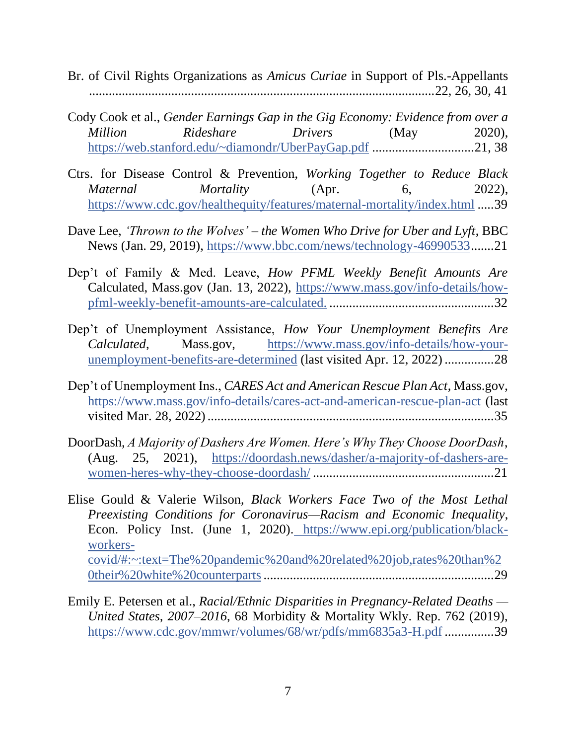Br. of Civil Rights Organizations as *Amicus Curiae* in Support of Pls.-Appellants ........................................................................................................22, 26, 30, 41

Cody Cook et al., *Gender Earnings Gap in the Gig Economy: Evidence from over a Million Rideshare Drivers* (May 2020), https://web.stanford.edu/~diamondr/UberPayGap.pdf ..............................21, 38

Ctrs. for Disease Control & Prevention, *Working Together to Reduce Black Maternal Mortality* (Apr. 6, 2022), https://www.cdc.gov/healthequity/features/maternal-mortality/index.html .....39

Dave Lee, *'Thrown to the Wolves' – the Women Who Drive for Uber and Lyft*, BBC News (Jan. 29, 2019), https://www.bbc.com/news/technology-46990533.......21

Dep't of Family & Med. Leave, *How PFML Weekly Benefit Amounts Are* Calculated, Mass.gov (Jan. 13, 2022), https://www.mass.gov/info-details/how-pfml-weekly-benefit-amounts-are-calculated. .................................................32

Dep't of Unemployment Assistance, *How Your Unemployment Benefits Are Calculated*, Mass.gov, https://www.mass.gov/info-details/how-your-unemployment-benefits-are-determined (last visited Apr. 12, 2022) ...............28

Dep't of Unemployment Ins., *CARES Act and American Rescue Plan Act*, Mass.gov, https://www.mass.gov/info-details/cares-act-and-american-rescue-plan-act (last visited Mar. 28, 2022) ......................................................................................35

DoorDash, *A Majority of Dashers Are Women. Here's Why They Choose DoorDash*, (Aug. 25, 2021), https://doordash.news/dasher/a-majority-of-dashers-are-women-heres-why-they-choose-doordash/ ......................................................21

Elise Gould & Valerie Wilson, *Black Workers Face Two of the Most Lethal Preexisting Conditions for Coronavirus—Racism and Economic Inequality*, Econ. Policy Inst. (June 1, 2020). https://www.epi.org/publication/black-workers-covid/#:~:text=The%20pandemic%20and%20related%20job,rates%20than%20their%20white%20counterparts .....................................................................29

Emily E. Petersen et al., *Racial/Ethnic Disparities in Pregnancy-Related Deaths — United States, 2007–2016*, 68 Morbidity & Mortality Wkly. Rep. 762 (2019), https://www.cdc.gov/mmwr/volumes/68/wr/pdfs/mm6835a3-H.pdf ...............39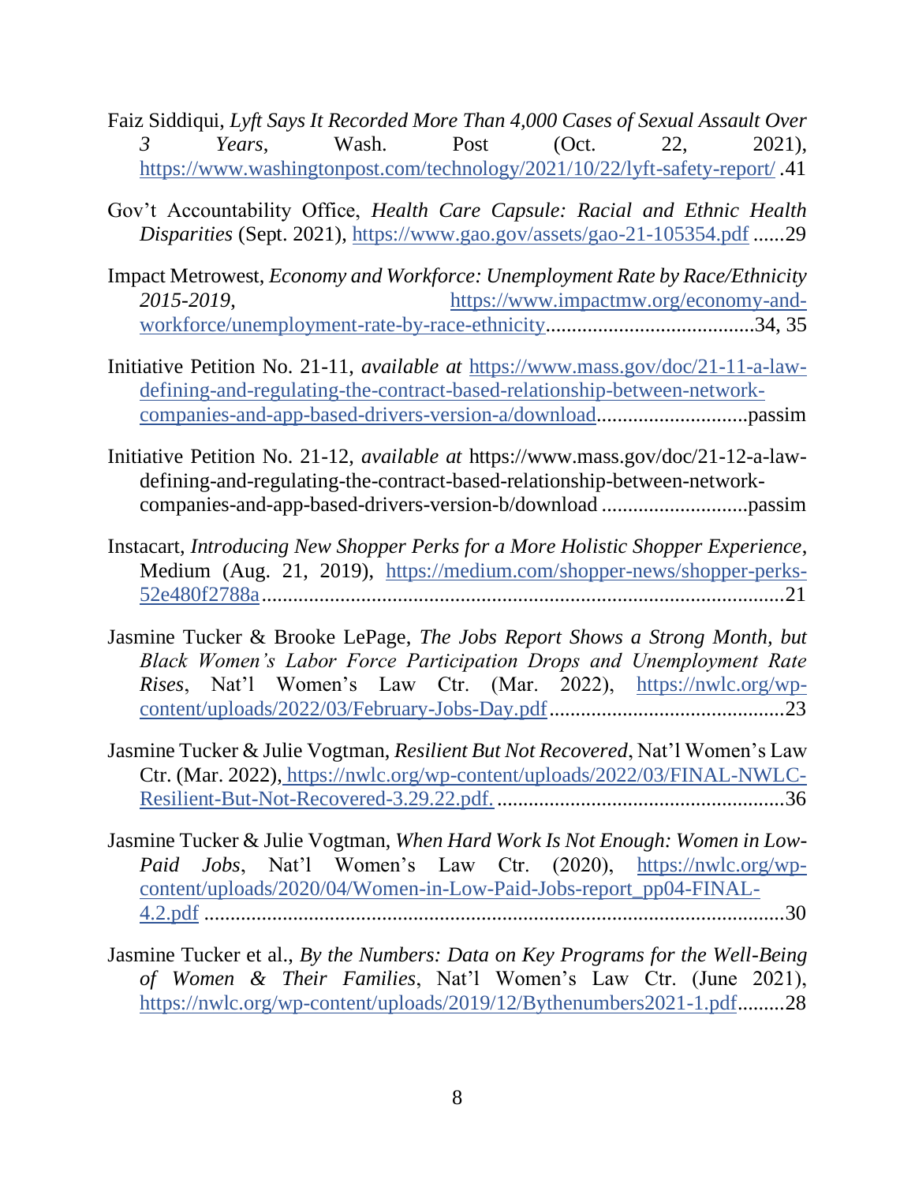Faiz Siddiqui, *Lyft Says It Recorded More Than 4,000 Cases of Sexual Assault Over 3 Years*, Wash. Post (Oct. 22, 2021), https://www.washingtonpost.com/technology/2021/10/22/lyft-safety-report/ .41

Gov't Accountability Office, *Health Care Capsule: Racial and Ethnic Health Disparities* (Sept. 2021), https://www.gao.gov/assets/gao-21-105354.pdf ......29

Impact Metrowest, *Economy and Workforce: Unemployment Rate by Race/Ethnicity 2015-2019*, https://www.impactmw.org/economy-and-workforce/unemployment-rate-by-race-ethnicity.......................................34, 35

Initiative Petition No. 21-11, *available at* https://www.mass.gov/doc/21-11-a-law-defining-and-regulating-the-contract-based-relationship-between-network-companies-and-app-based-drivers-version-a/download............................passim

Initiative Petition No. 21-12, *available at* https://www.mass.gov/doc/21-12-a-law-defining-and-regulating-the-contract-based-relationship-between-network-companies-and-app-based-drivers-version-b/download ...........................passim

Instacart, *Introducing New Shopper Perks for a More Holistic Shopper Experience*, Medium (Aug. 21, 2019), https://medium.com/shopper-news/shopper-perks-52e480f2788a...................................................................................................21

Jasmine Tucker & Brooke LePage, *The Jobs Report Shows a Strong Month, but Black Women's Labor Force Participation Drops and Unemployment Rate Rises*, Nat'l Women's Law Ctr. (Mar. 2022), https://nwlc.org/wp-content/uploads/2022/03/February-Jobs-Day.pdf............................................23

Jasmine Tucker & Julie Vogtman, *Resilient But Not Recovered*, Nat'l Women's Law Ctr. (Mar. 2022), https://nwlc.org/wp-content/uploads/2022/03/FINAL-NWLC-Resilient-But-Not-Recovered-3.29.22.pdf. ......................................................36

Jasmine Tucker & Julie Vogtman, *When Hard Work Is Not Enough: Women in Low-Paid Jobs*, Nat'l Women's Law Ctr. (2020), https://nwlc.org/wp-content/uploads/2020/04/Women-in-Low-Paid-Jobs-report_pp04-FINAL-4.2.pdf ............................................................................................................30

Jasmine Tucker et al., *By the Numbers: Data on Key Programs for the Well-Being of Women & Their Families*, Nat'l Women's Law Ctr. (June 2021), https://nwlc.org/wp-content/uploads/2019/12/Bythenumbers2021-1.pdf.........28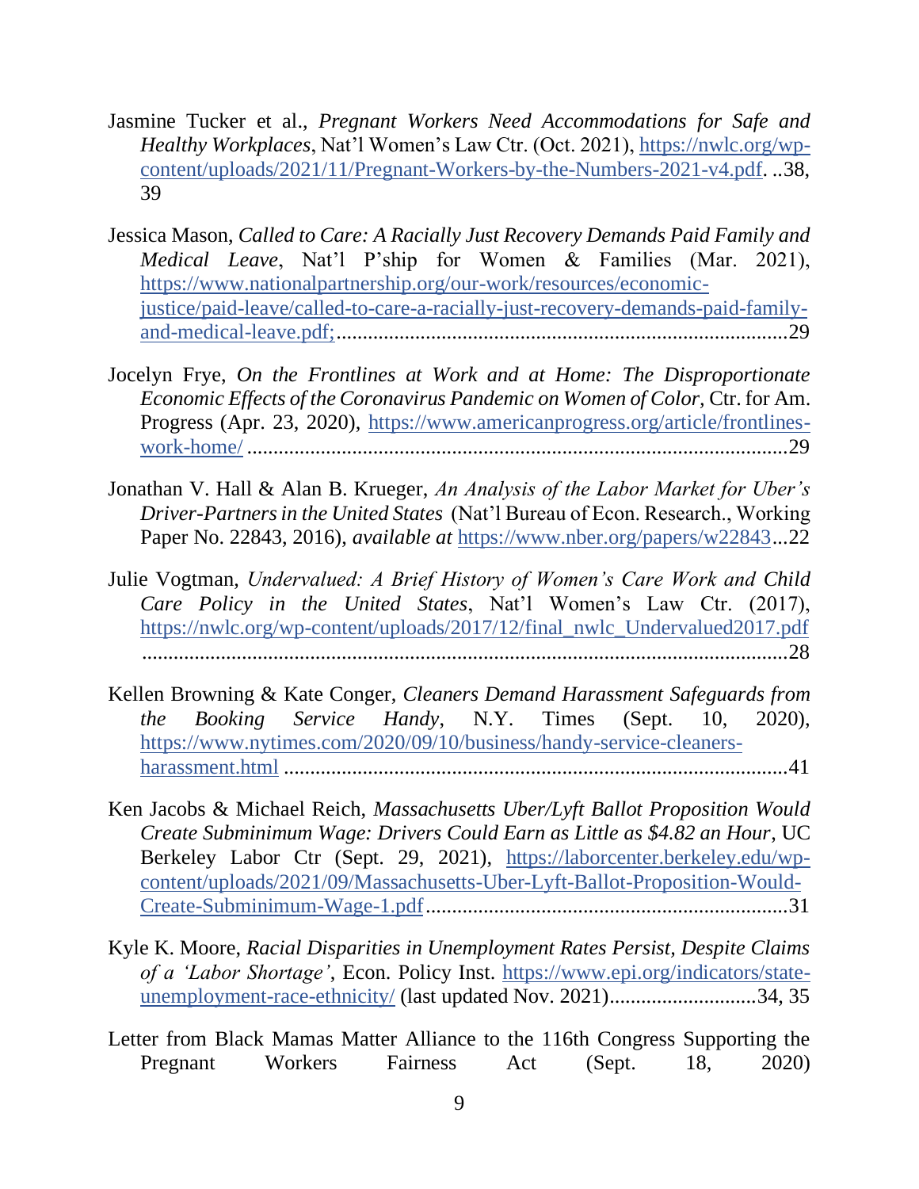Jasmine Tucker et al., *Pregnant Workers Need Accommodations for Safe and Healthy Workplaces*, Nat'l Women's Law Ctr. (Oct. 2021), https://nwlc.org/wp-content/uploads/2021/11/Pregnant-Workers-by-the-Numbers-2021-v4.pdf. ..38, 39

Jessica Mason, *Called to Care: A Racially Just Recovery Demands Paid Family and Medical Leave*, Nat'l P'ship for Women & Families (Mar. 2021), https://www.nationalpartnership.org/our-work/resources/economic-justice/paid-leave/called-to-care-a-racially-just-recovery-demands-paid-family-and-medical-leave.pdf;......................................................................................29

Jocelyn Frye, *On the Frontlines at Work and at Home: The Disproportionate Economic Effects of the Coronavirus Pandemic on Women of Color*, Ctr. for Am. Progress (Apr. 23, 2020), https://www.americanprogress.org/article/frontlines-work-home/ .......................................................................................................29

Jonathan V. Hall & Alan B. Krueger, *An Analysis of the Labor Market for Uber's Driver-Partners in the United States* (Nat'l Bureau of Econ. Research., Working Paper No. 22843, 2016), *available at* https://www.nber.org/papers/w22843...22

Julie Vogtman, *Undervalued: A Brief History of Women's Care Work and Child Care Policy in the United States*, Nat'l Women's Law Ctr. (2017), https://nwlc.org/wp-content/uploads/2017/12/final_nwlc_Undervalued2017.pdf ..............................................................................................................................28

Kellen Browning & Kate Conger, *Cleaners Demand Harassment Safeguards from the Booking Service Handy*, N.Y. Times (Sept. 10, 2020), https://www.nytimes.com/2020/09/10/business/handy-service-cleaners-harassment.html ...............................................................................................41

Ken Jacobs & Michael Reich, *Massachusetts Uber/Lyft Ballot Proposition Would Create Subminimum Wage: Drivers Could Earn as Little as $4.82 an Hour*, UC Berkeley Labor Ctr (Sept. 29, 2021), https://laborcenter.berkeley.edu/wp-content/uploads/2021/09/Massachusetts-Uber-Lyft-Ballot-Proposition-Would-Create-Subminimum-Wage-1.pdf....................................................................31

Kyle K. Moore, *Racial Disparities in Unemployment Rates Persist, Despite Claims of a 'Labor Shortage'*, Econ. Policy Inst. https://www.epi.org/indicators/state-unemployment-race-ethnicity/ (last updated Nov. 2021)............................34, 35

Letter from Black Mamas Matter Alliance to the 116th Congress Supporting the Pregnant Workers Fairness Act (Sept. 18, 2020)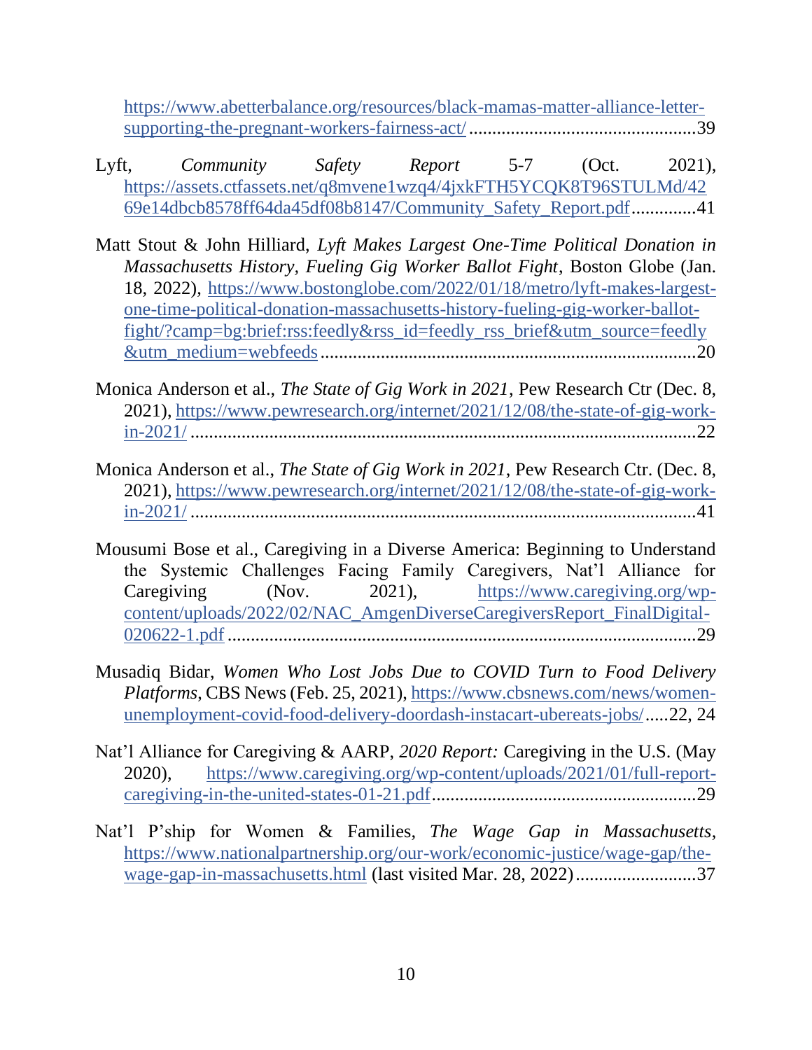https://www.abetterbalance.org/resources/black-mamas-matter-alliance-letter-supporting-the-pregnant-workers-fairness-act/ ................................................39

Lyft, *Community Safety Report* 5-7 (Oct. 2021), https://assets.ctfassets.net/q8mvene1wzq4/4jxkFTH5YCQK8T96STULMd/4269e14dbcb8578ff64da45df08b8147/Community_Safety_Report.pdf..............41

Matt Stout & John Hilliard, *Lyft Makes Largest One-Time Political Donation in Massachusetts History, Fueling Gig Worker Ballot Fight*, Boston Globe (Jan. 18, 2022), https://www.bostonglobe.com/2022/01/18/metro/lyft-makes-largest-one-time-political-donation-massachusetts-history-fueling-gig-worker-ballot-fight/?camp=bg:brief:rss:feedly&rss_id=feedly_rss_brief&utm_source=feedly&utm_medium=webfeeds ................................................................................20

Monica Anderson et al., *The State of Gig Work in 2021*, Pew Research Ctr (Dec. 8, 2021), https://www.pewresearch.org/internet/2021/12/08/the-state-of-gig-work-in-2021/ ..........................................................................................................22

Monica Anderson et al., *The State of Gig Work in 2021*, Pew Research Ctr. (Dec. 8, 2021), https://www.pewresearch.org/internet/2021/12/08/the-state-of-gig-work-in-2021/ ..........................................................................................................41

Mousumi Bose et al., Caregiving in a Diverse America: Beginning to Understand the Systemic Challenges Facing Family Caregivers, Nat'l Alliance for Caregiving (Nov. 2021), https://www.caregiving.org/wp-content/uploads/2022/02/NAC_AmgenDiverseCaregiversReport_FinalDigital-020622-1.pdf ....................................................................................................29

Musadiq Bidar, *Women Who Lost Jobs Due to COVID Turn to Food Delivery Platforms*, CBS News (Feb. 25, 2021), https://www.cbsnews.com/news/women-unemployment-covid-food-delivery-doordash-instacart-ubereats-jobs/.....22, 24

Nat'l Alliance for Caregiving & AARP, *2020 Report:* Caregiving in the U.S. (May 2020), https://www.caregiving.org/wp-content/uploads/2021/01/full-report-caregiving-in-the-united-states-01-21.pdf.......................................................29

Nat'l P'ship for Women & Families, *The Wage Gap in Massachusetts*, https://www.nationalpartnership.org/our-work/economic-justice/wage-gap/the-wage-gap-in-massachusetts.html (last visited Mar. 28, 2022)..........................37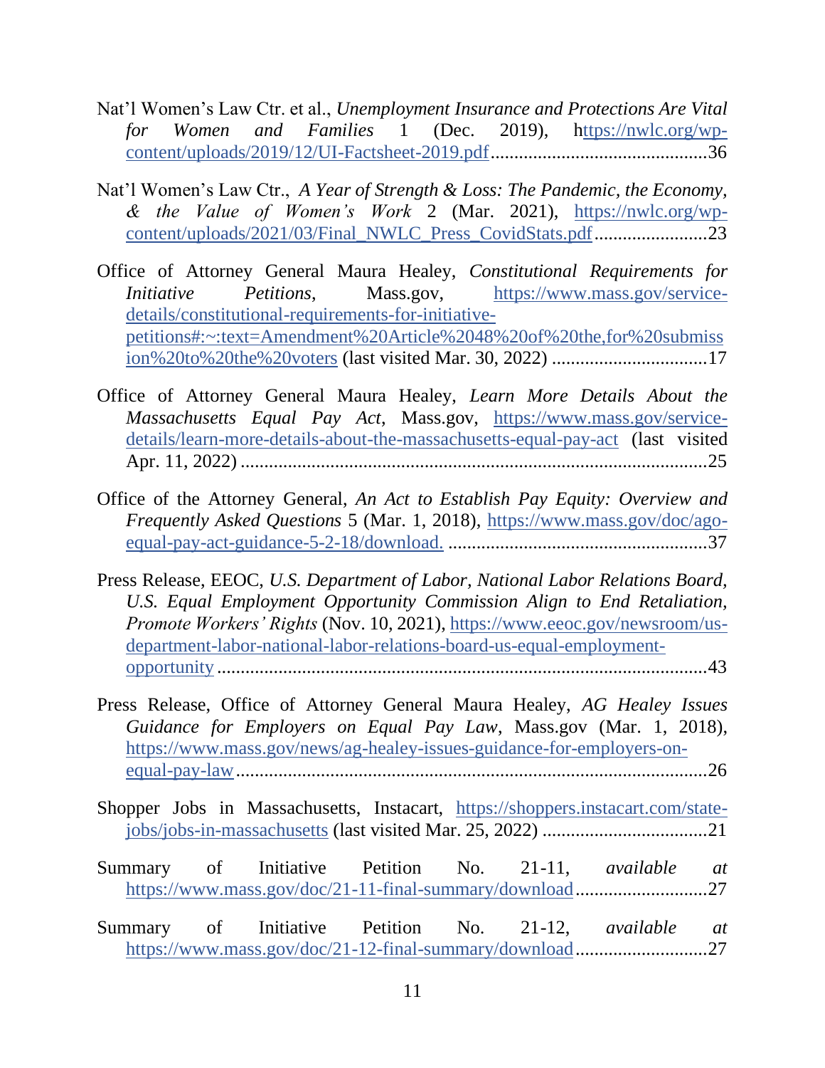Nat'l Women's Law Ctr. et al., *Unemployment Insurance and Protections Are Vital for Women and Families* 1 (Dec. 2019), https://nwlc.org/wp-content/uploads/2019/12/UI-Factsheet-2019.pdf.............................................36

Nat'l Women's Law Ctr., *A Year of Strength & Loss: The Pandemic, the Economy, & the Value of Women's Work* 2 (Mar. 2021), https://nwlc.org/wp-content/uploads/2021/03/Final_NWLC_Press_CovidStats.pdf........................23

Office of Attorney General Maura Healey, *Constitutional Requirements for Initiative Petitions*, Mass.gov, https://www.mass.gov/service-details/constitutional-requirements-for-initiative-petitions#:~:text=Amendment%20Article%2048%20of%20the,for%20submission%20to%20the%20voters (last visited Mar. 30, 2022) .................................17

Office of Attorney General Maura Healey, *Learn More Details About the Massachusetts Equal Pay Act*, Mass.gov, https://www.mass.gov/service-details/learn-more-details-about-the-massachusetts-equal-pay-act (last visited Apr. 11, 2022) ..................................................................................................25

Office of the Attorney General, *An Act to Establish Pay Equity: Overview and Frequently Asked Questions* 5 (Mar. 1, 2018), https://www.mass.gov/doc/ago-equal-pay-act-guidance-5-2-18/download. ......................................................37

Press Release, EEOC, *U.S. Department of Labor, National Labor Relations Board, U.S. Equal Employment Opportunity Commission Align to End Retaliation, Promote Workers' Rights* (Nov. 10, 2021), https://www.eeoc.gov/newsroom/us-department-labor-national-labor-relations-board-us-equal-employment-opportunity.....................................................................................................43

Press Release, Office of Attorney General Maura Healey, *AG Healey Issues Guidance for Employers on Equal Pay Law*, Mass.gov (Mar. 1, 2018), https://www.mass.gov/news/ag-healey-issues-guidance-for-employers-on-equal-pay-law...................................................................................................26

Shopper Jobs in Massachusetts, Instacart, https://shoppers.instacart.com/state-jobs/jobs-in-massachusetts (last visited Mar. 25, 2022) ..................................21

Summary of Initiative Petition No. 21-11, *available at* https://www.mass.gov/doc/21-11-final-summary/download...........................27

Summary of Initiative Petition No. 21-12, *available at* https://www.mass.gov/doc/21-12-final-summary/download...........................27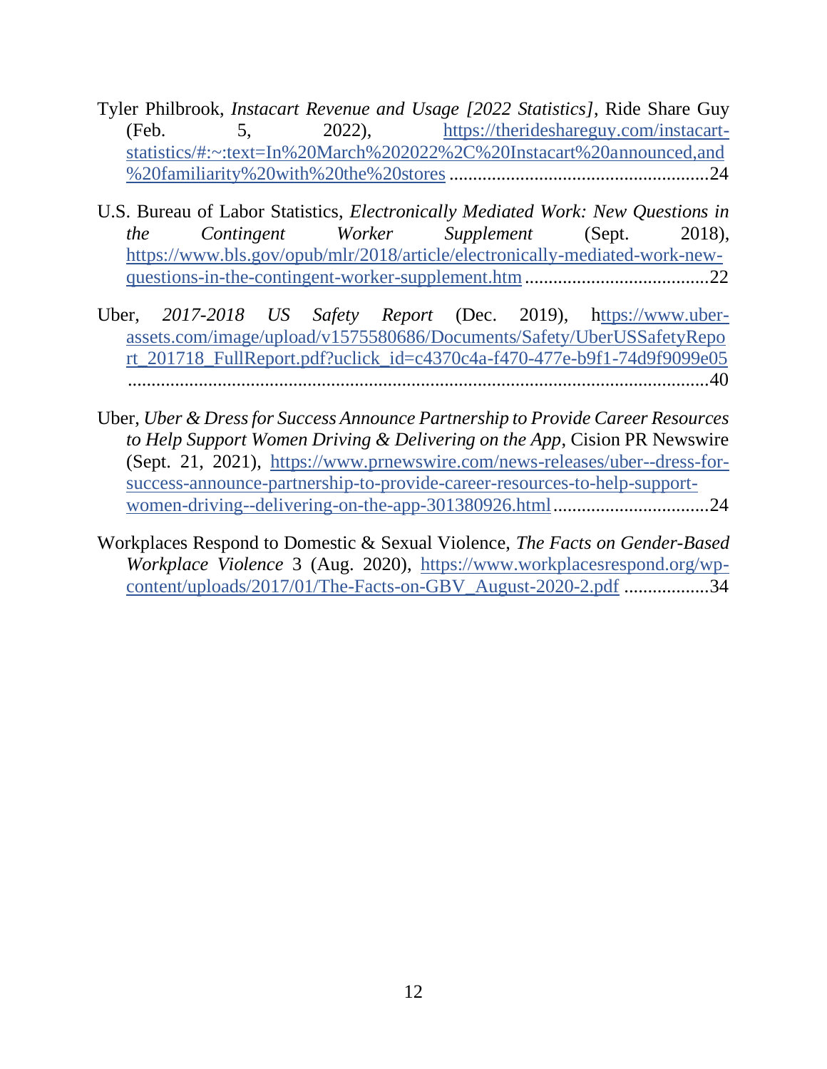Tyler Philbrook, *Instacart Revenue and Usage [2022 Statistics]*, Ride Share Guy (Feb. 5, 2022), https://therideshareguy.com/instacart-statistics/#:~:text=In%20March%202022%2C%20Instacart%20announced,and%20familiarity%20with%20the%20stores ......................................................24

U.S. Bureau of Labor Statistics, *Electronically Mediated Work: New Questions in the Contingent Worker Supplement* (Sept. 2018), https://www.bls.gov/opub/mlr/2018/article/electronically-mediated-work-new-questions-in-the-contingent-worker-supplement.htm .......................................22

Uber, *2017-2018 US Safety Report* (Dec. 2019), https://www.uber-assets.com/image/upload/v1575580686/Documents/Safety/UberUSSafetyReport_201718_FullReport.pdf?uclick_id=c4370c4a-f470-477e-b9f1-74d9f9099e05 ...........................................................................................................................40

Uber, *Uber & Dress for Success Announce Partnership to Provide Career Resources to Help Support Women Driving & Delivering on the App*, Cision PR Newswire (Sept. 21, 2021), https://www.prnewswire.com/news-releases/uber--dress-for-success-announce-partnership-to-provide-career-resources-to-help-support-women-driving--delivering-on-the-app-301380926.html.................................24

Workplaces Respond to Domestic & Sexual Violence, *The Facts on Gender-Based Workplace Violence* 3 (Aug. 2020), https://www.workplacesrespond.org/wp-content/uploads/2017/01/The-Facts-on-GBV_August-2020-2.pdf ..................34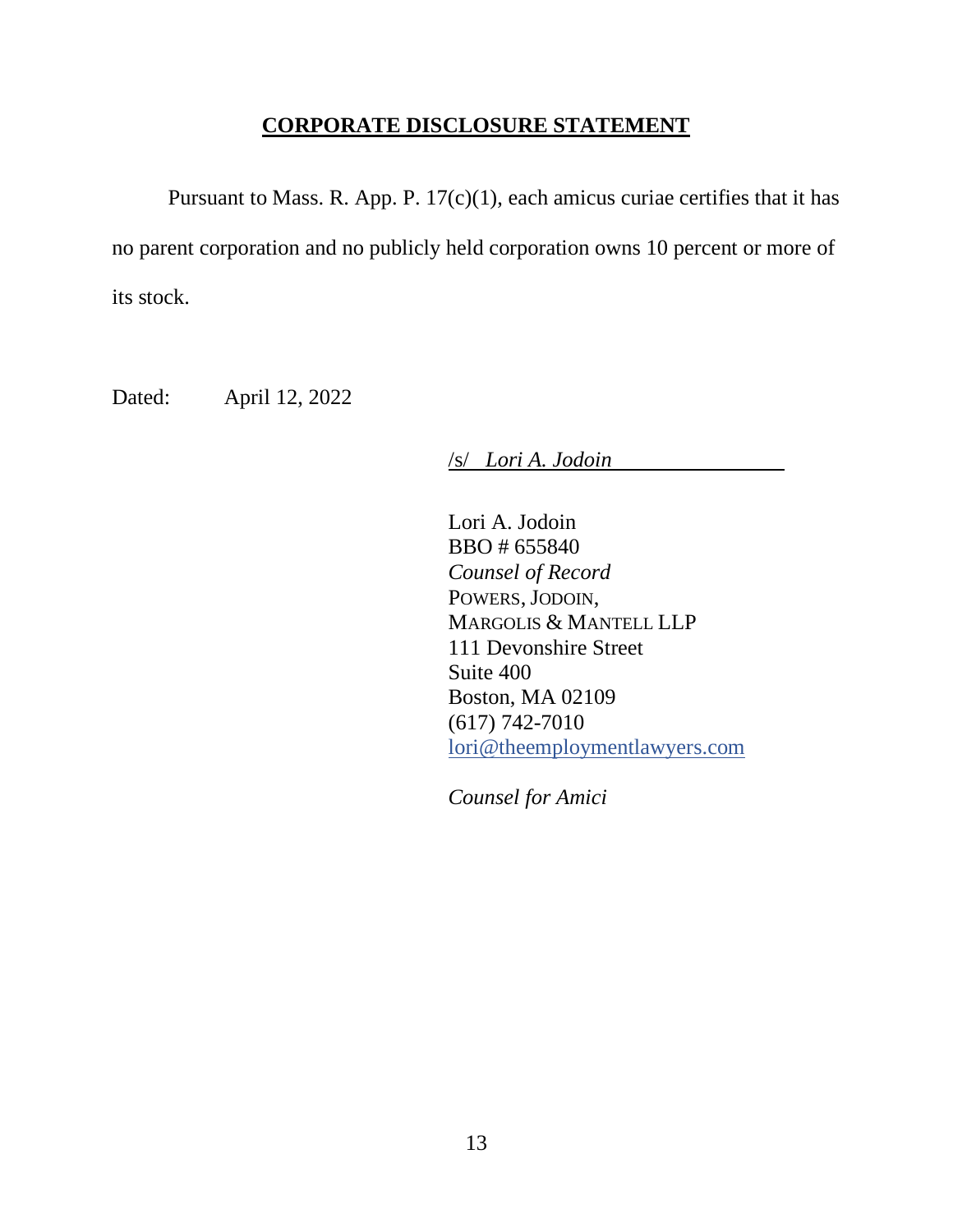## CORPORATE DISCLOSURE STATEMENT

Pursuant to Mass. R. App. P. 17(c)(1), each amicus curiae certifies that it has no parent corporation and no publicly held corporation owns 10 percent or more of its stock.

Dated: April 12, 2022

/s/ *Lori A. Jodoin*

Lori A. Jodoin
BBO # 655840
*Counsel of Record*
POWERS, JODOIN,
MARGOLIS & MANTELL LLP
111 Devonshire Street
Suite 400
Boston, MA 02109
(617) 742-7010
lori@theemploymentlawyers.com

*Counsel for Amici*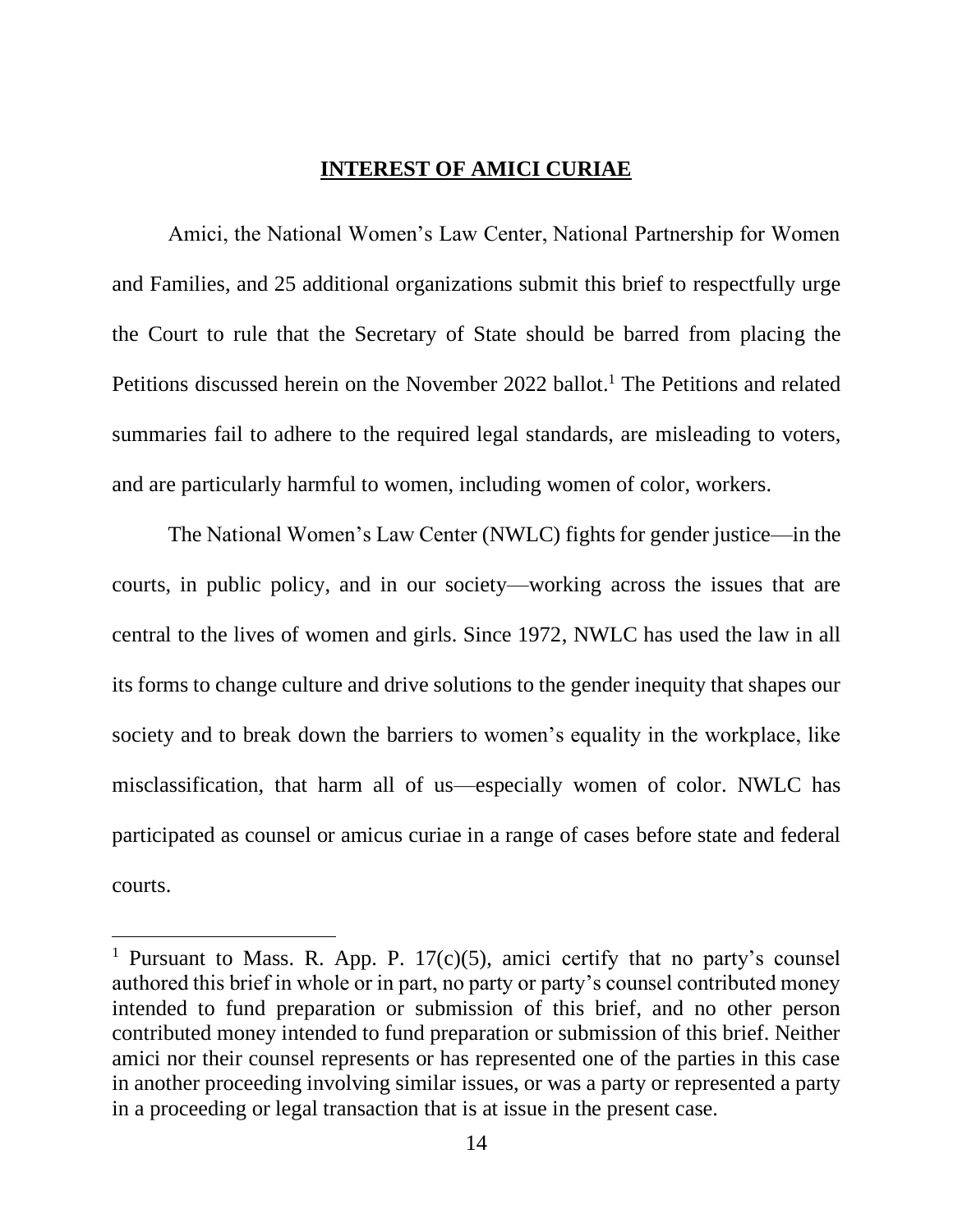## INTEREST OF AMICI CURIAE

Amici, the National Women's Law Center, National Partnership for Women and Families, and 25 additional organizations submit this brief to respectfully urge the Court to rule that the Secretary of State should be barred from placing the Petitions discussed herein on the November 2022 ballot.[1] The Petitions and related summaries fail to adhere to the required legal standards, are misleading to voters, and are particularly harmful to women, including women of color, workers.

The National Women's Law Center (NWLC) fights for gender justice—in the courts, in public policy, and in our society—working across the issues that are central to the lives of women and girls. Since 1972, NWLC has used the law in all its forms to change culture and drive solutions to the gender inequity that shapes our society and to break down the barriers to women's equality in the workplace, like misclassification, that harm all of us—especially women of color. NWLC has participated as counsel or amicus curiae in a range of cases before state and federal courts.

[1] Pursuant to Mass. R. App. P. 17(c)(5), amici certify that no party's counsel authored this brief in whole or in part, no party or party's counsel contributed money intended to fund preparation or submission of this brief, and no other person contributed money intended to fund preparation or submission of this brief. Neither amici nor their counsel represents or has represented one of the parties in this case in another proceeding involving similar issues, or was a party or represented a party in a proceeding or legal transaction that is at issue in the present case.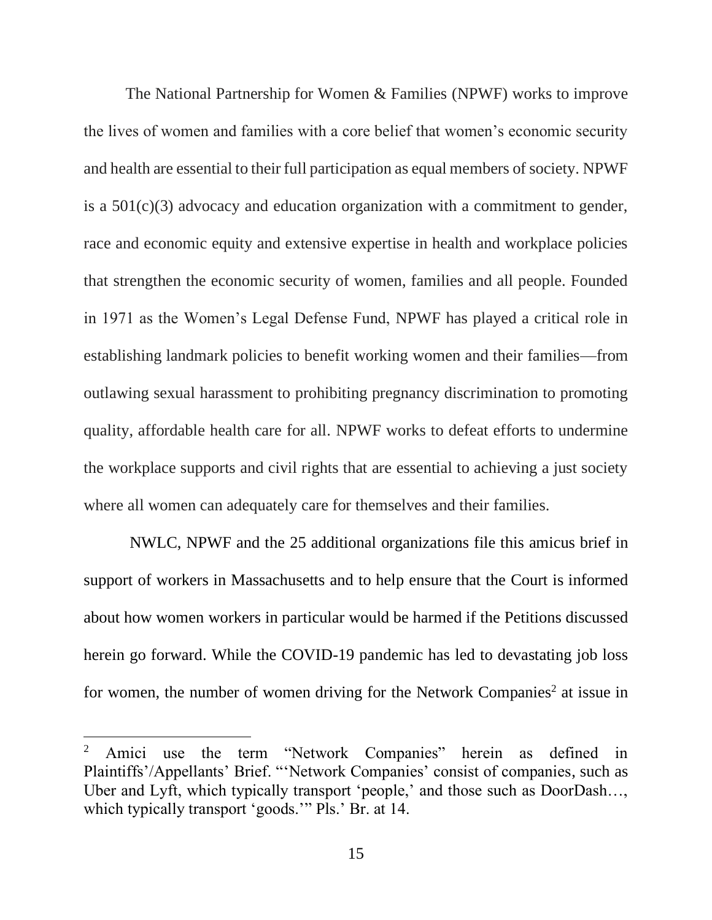The National Partnership for Women & Families (NPWF) works to improve the lives of women and families with a core belief that women's economic security and health are essential to their full participation as equal members of society. NPWF is a 501(c)(3) advocacy and education organization with a commitment to gender, race and economic equity and extensive expertise in health and workplace policies that strengthen the economic security of women, families and all people. Founded in 1971 as the Women's Legal Defense Fund, NPWF has played a critical role in establishing landmark policies to benefit working women and their families—from outlawing sexual harassment to prohibiting pregnancy discrimination to promoting quality, affordable health care for all. NPWF works to defeat efforts to undermine the workplace supports and civil rights that are essential to achieving a just society where all women can adequately care for themselves and their families.

NWLC, NPWF and the 25 additional organizations file this amicus brief in support of workers in Massachusetts and to help ensure that the Court is informed about how women workers in particular would be harmed if the Petitions discussed herein go forward. While the COVID-19 pandemic has led to devastating job loss for women, the number of women driving for the Network Companies[2] at issue in

[2] Amici use the term "Network Companies" herein as defined in Plaintiffs'/Appellants' Brief. "'Network Companies' consist of companies, such as Uber and Lyft, which typically transport 'people,' and those such as DoorDash…, which typically transport 'goods.'" Pls.' Br. at 14.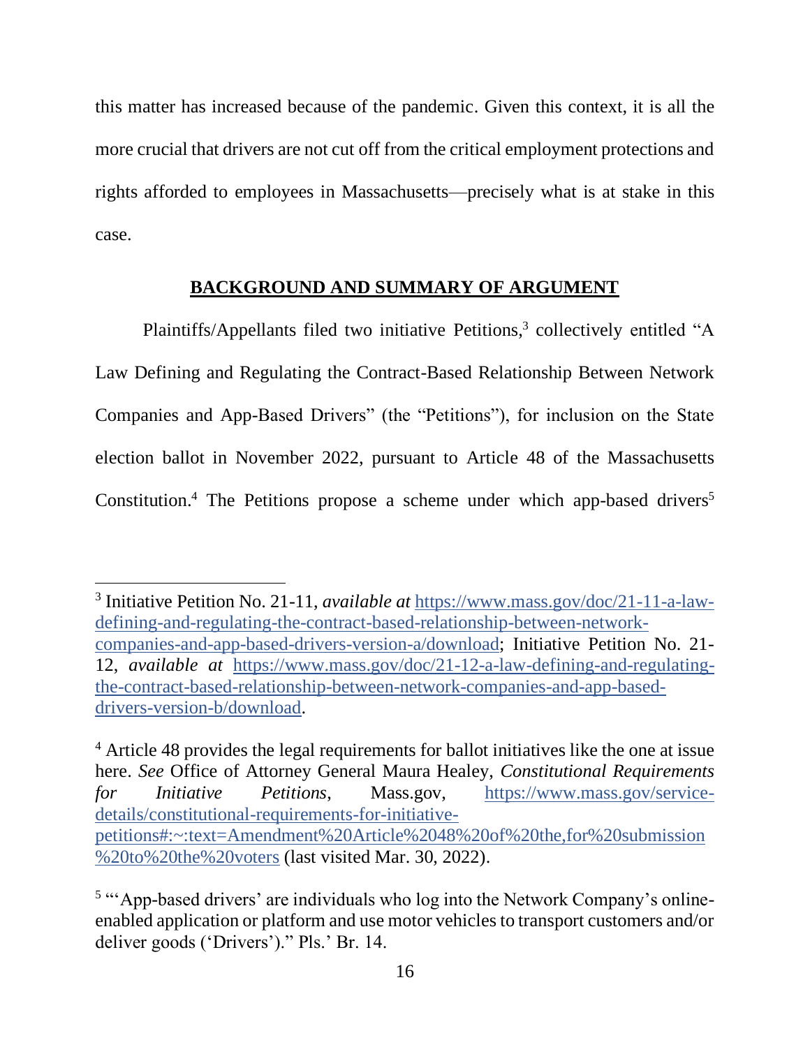this matter has increased because of the pandemic. Given this context, it is all the more crucial that drivers are not cut off from the critical employment protections and rights afforded to employees in Massachusetts—precisely what is at stake in this case.

## BACKGROUND AND SUMMARY OF ARGUMENT

Plaintiffs/Appellants filed two initiative Petitions,[3] collectively entitled "A Law Defining and Regulating the Contract-Based Relationship Between Network Companies and App-Based Drivers" (the "Petitions"), for inclusion on the State election ballot in November 2022, pursuant to Article 48 of the Massachusetts Constitution.[4] The Petitions propose a scheme under which app-based drivers[5]

---

[3] Initiative Petition No. 21-11, *available at* https://www.mass.gov/doc/21-11-a-law-defining-and-regulating-the-contract-based-relationship-between-network-companies-and-app-based-drivers-version-a/download; Initiative Petition No. 21-12, *available at* https://www.mass.gov/doc/21-12-a-law-defining-and-regulating-the-contract-based-relationship-between-network-companies-and-app-based-drivers-version-b/download.

[4] Article 48 provides the legal requirements for ballot initiatives like the one at issue here. *See* Office of Attorney General Maura Healey, *Constitutional Requirements for Initiative Petitions*, Mass.gov, https://www.mass.gov/service-details/constitutional-requirements-for-initiative-petitions#:~:text=Amendment%20Article%2048%20of%20the,for%20submission%20to%20the%20voters (last visited Mar. 30, 2022).

[5] "'App-based drivers' are individuals who log into the Network Company's online-enabled application or platform and use motor vehicles to transport customers and/or deliver goods ('Drivers')." Pls.' Br. 14.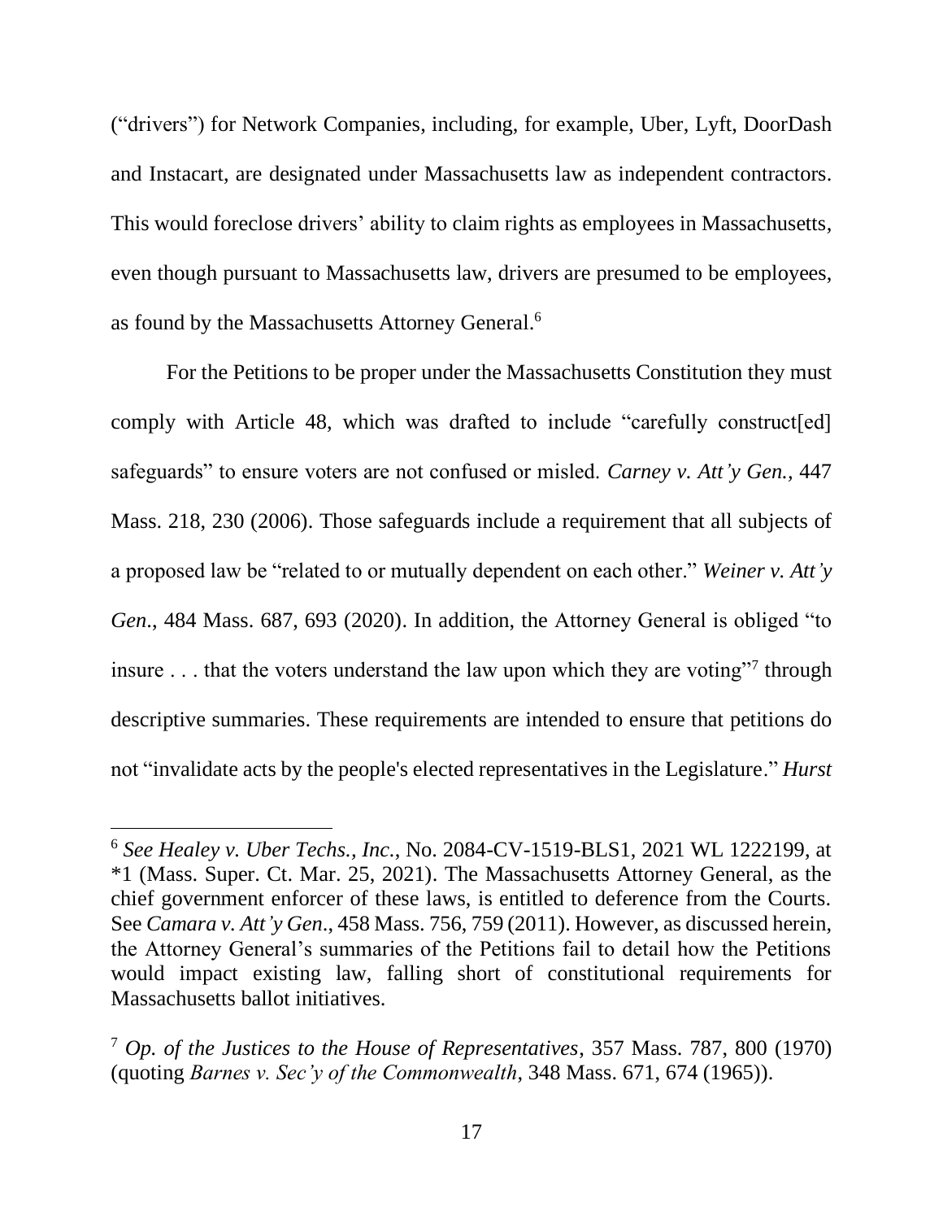("drivers") for Network Companies, including, for example, Uber, Lyft, DoorDash and Instacart, are designated under Massachusetts law as independent contractors. This would foreclose drivers' ability to claim rights as employees in Massachusetts, even though pursuant to Massachusetts law, drivers are presumed to be employees, as found by the Massachusetts Attorney General.[6]

For the Petitions to be proper under the Massachusetts Constitution they must comply with Article 48, which was drafted to include "carefully construct[ed] safeguards" to ensure voters are not confused or misled. *Carney v. Att'y Gen.,* 447 Mass. 218, 230 (2006). Those safeguards include a requirement that all subjects of a proposed law be "related to or mutually dependent on each other." *Weiner v. Att'y Gen*., 484 Mass. 687, 693 (2020). In addition, the Attorney General is obliged "to insure . . . that the voters understand the law upon which they are voting"[7] through descriptive summaries. These requirements are intended to ensure that petitions do not "invalidate acts by the people's elected representatives in the Legislature." *Hurst*

---

[6] *See Healey v. Uber Techs., Inc.*, No. 2084-CV-1519-BLS1, 2021 WL 1222199, at *1 (Mass. Super. Ct. Mar. 25, 2021). The Massachusetts Attorney General, as the chief government enforcer of these laws, is entitled to deference from the Courts. See *Camara v. Att'y Gen*., 458 Mass. 756, 759 (2011). However, as discussed herein, the Attorney General's summaries of the Petitions fail to detail how the Petitions would impact existing law, falling short of constitutional requirements for Massachusetts ballot initiatives.

[7] *Op. of the Justices to the House of Representatives*, 357 Mass. 787, 800 (1970) (quoting *Barnes v. Sec'y of the Commonwealth*, 348 Mass. 671, 674 (1965)).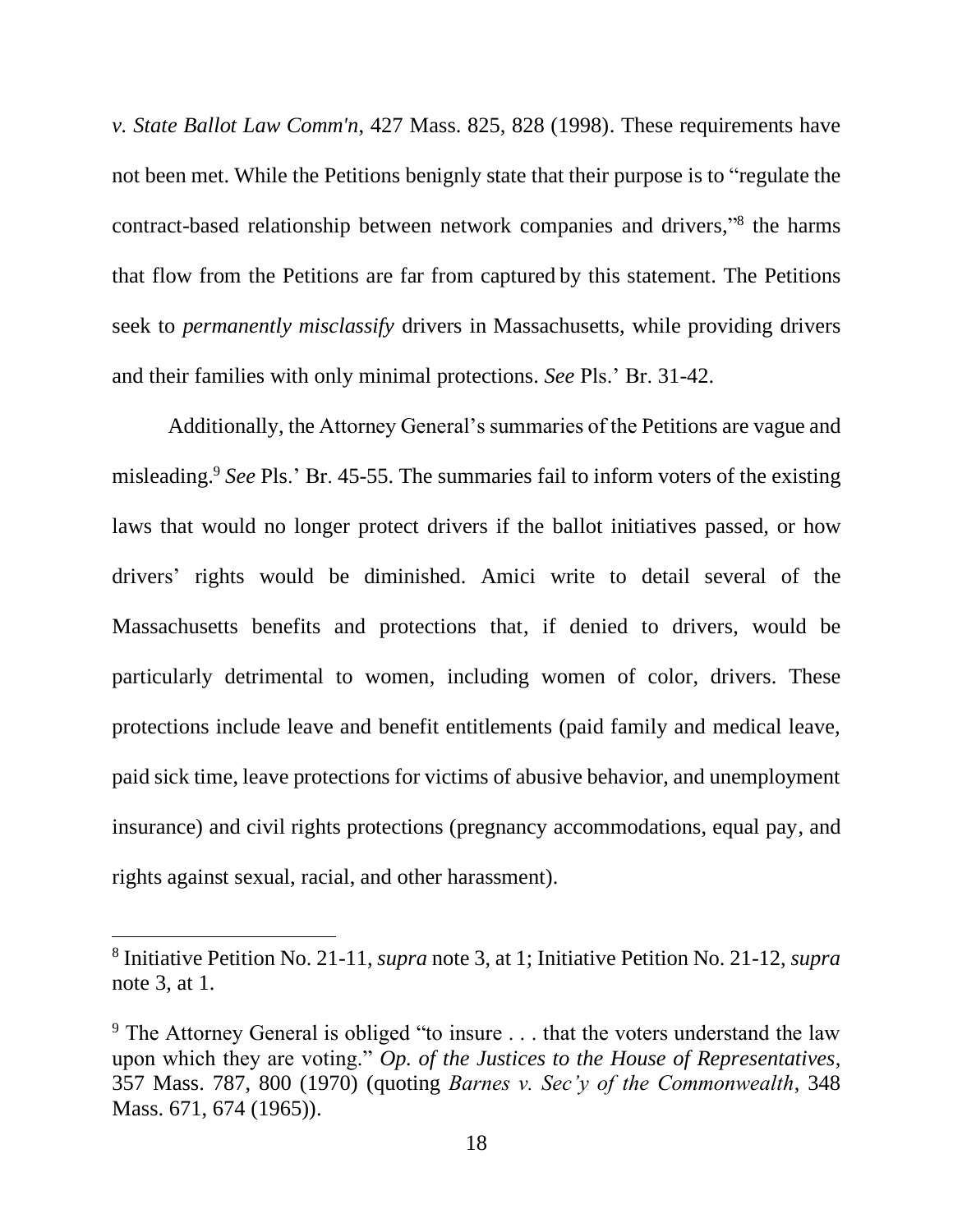*v. State Ballot Law Comm'n*, 427 Mass. 825, 828 (1998). These requirements have not been met. While the Petitions benignly state that their purpose is to "regulate the contract-based relationship between network companies and drivers,"[8] the harms that flow from the Petitions are far from captured by this statement. The Petitions seek to *permanently misclassify* drivers in Massachusetts, while providing drivers and their families with only minimal protections. *See* Pls.' Br. 31-42.

Additionally, the Attorney General's summaries of the Petitions are vague and misleading.[9] *See* Pls.' Br. 45-55. The summaries fail to inform voters of the existing laws that would no longer protect drivers if the ballot initiatives passed, or how drivers' rights would be diminished. Amici write to detail several of the Massachusetts benefits and protections that, if denied to drivers, would be particularly detrimental to women, including women of color, drivers. These protections include leave and benefit entitlements (paid family and medical leave, paid sick time, leave protections for victims of abusive behavior, and unemployment insurance) and civil rights protections (pregnancy accommodations, equal pay, and rights against sexual, racial, and other harassment).

---

[8] Initiative Petition No. 21-11, *supra* note 3, at 1; Initiative Petition No. 21-12, *supra* note 3, at 1.

[9] The Attorney General is obliged "to insure . . . that the voters understand the law upon which they are voting." *Op. of the Justices to the House of Representatives*, 357 Mass. 787, 800 (1970) (quoting *Barnes v. Sec'y of the Commonwealth*, 348 Mass. 671, 674 (1965)).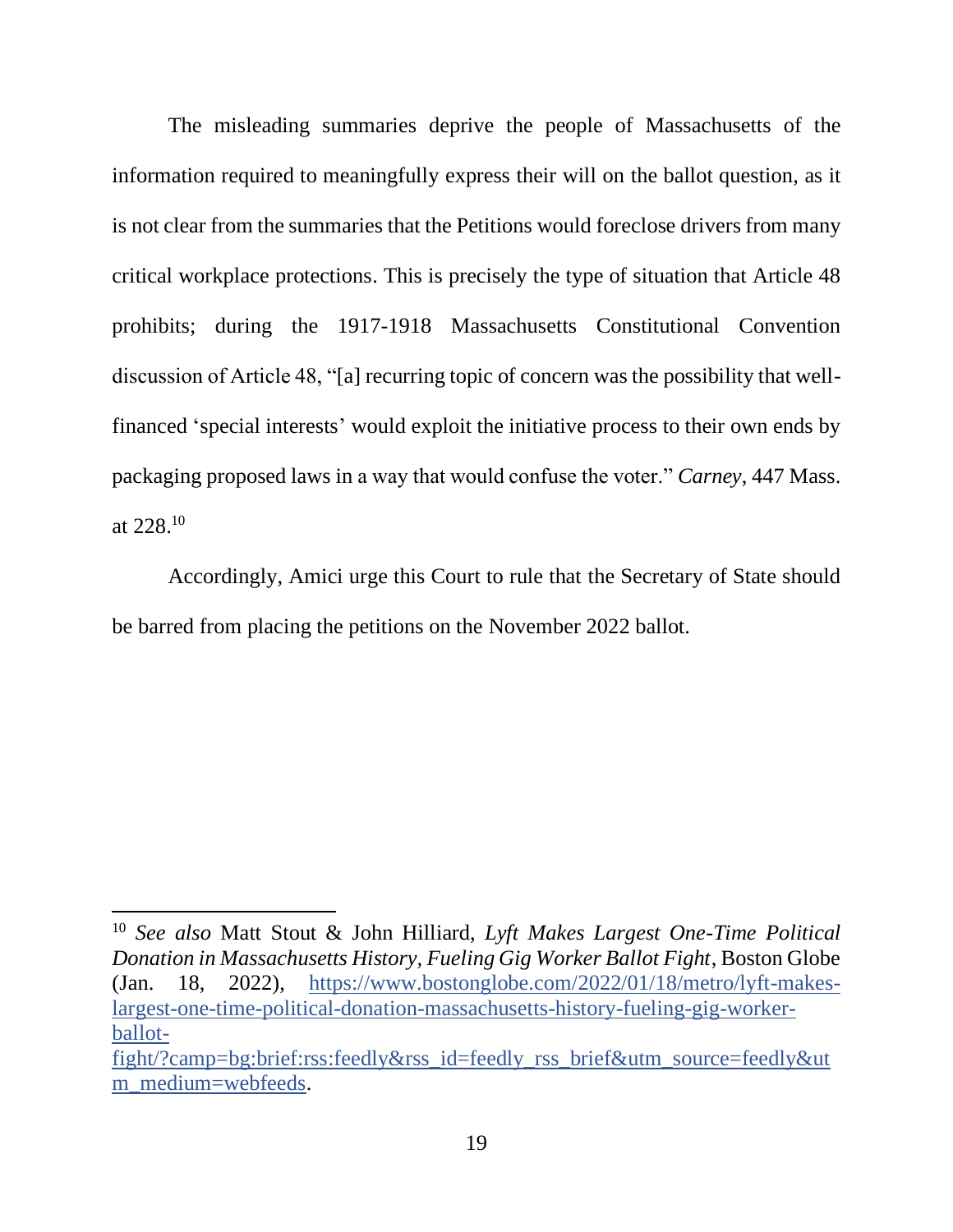The misleading summaries deprive the people of Massachusetts of the information required to meaningfully express their will on the ballot question, as it is not clear from the summaries that the Petitions would foreclose drivers from many critical workplace protections. This is precisely the type of situation that Article 48 prohibits; during the 1917-1918 Massachusetts Constitutional Convention discussion of Article 48, "[a] recurring topic of concern was the possibility that well-financed 'special interests' would exploit the initiative process to their own ends by packaging proposed laws in a way that would confuse the voter." *Carney*, 447 Mass. at 228.[10]

Accordingly, Amici urge this Court to rule that the Secretary of State should be barred from placing the petitions on the November 2022 ballot.

---

[10] *See also* Matt Stout & John Hilliard, *Lyft Makes Largest One-Time Political Donation in Massachusetts History, Fueling Gig Worker Ballot Fight*, Boston Globe (Jan. 18, 2022), https://www.bostonglobe.com/2022/01/18/metro/lyft-makes-largest-one-time-political-donation-massachusetts-history-fueling-gig-worker-ballot-fight/?camp=bg:brief:rss:feedly&rss_id=feedly_rss_brief&utm_source=feedly&utm_medium=webfeeds.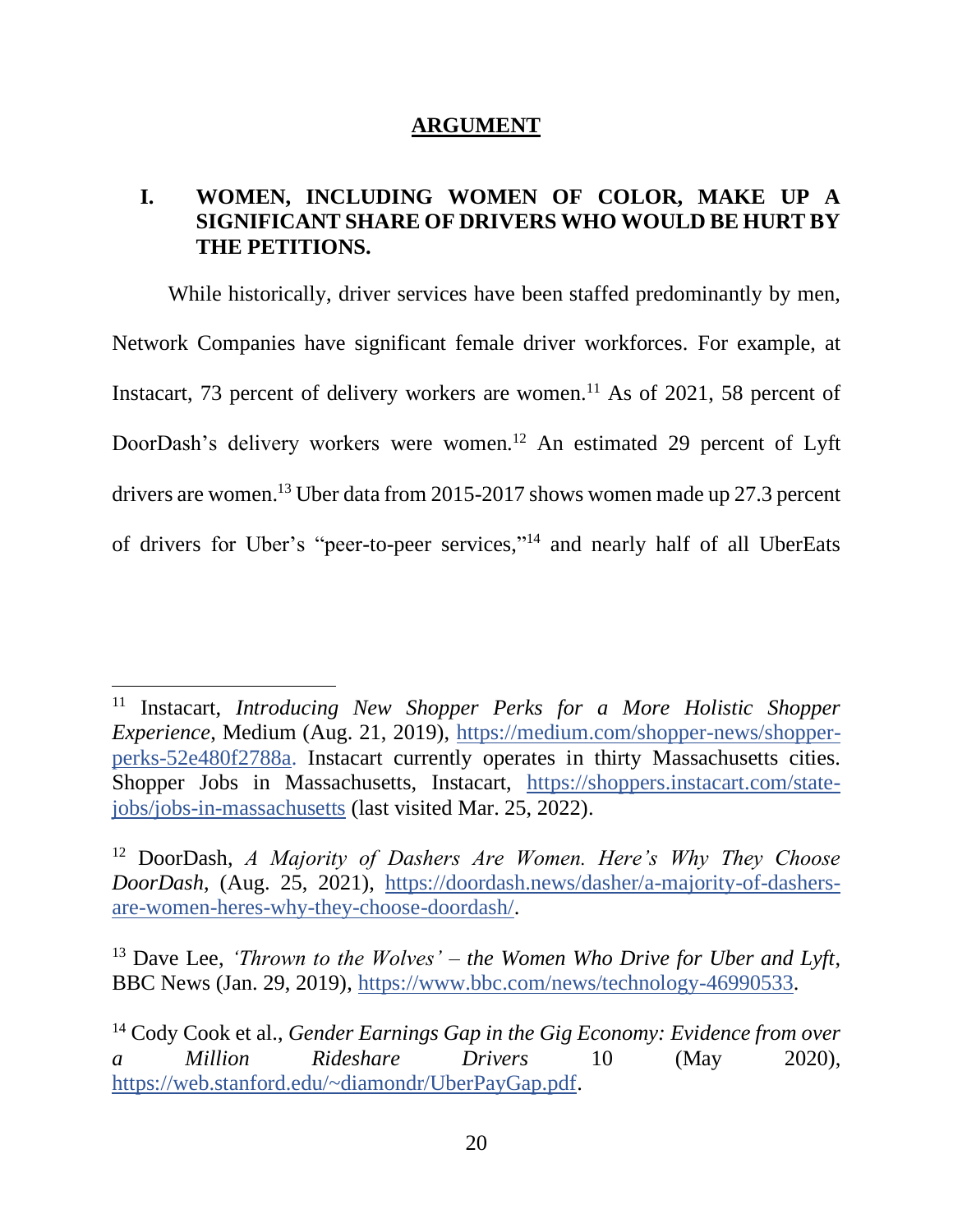## ARGUMENT

### I. WOMEN, INCLUDING WOMEN OF COLOR, MAKE UP A SIGNIFICANT SHARE OF DRIVERS WHO WOULD BE HURT BY THE PETITIONS.

While historically, driver services have been staffed predominantly by men, Network Companies have significant female driver workforces. For example, at Instacart, 73 percent of delivery workers are women.[11] As of 2021, 58 percent of DoorDash's delivery workers were women.[12] An estimated 29 percent of Lyft drivers are women.[13] Uber data from 2015-2017 shows women made up 27.3 percent of drivers for Uber's "peer-to-peer services,"[14] and nearly half of all UberEats

---

[11] Instacart, *Introducing New Shopper Perks for a More Holistic Shopper Experience*, Medium (Aug. 21, 2019), https://medium.com/shopper-news/shopper-perks-52e480f2788a. Instacart currently operates in thirty Massachusetts cities. Shopper Jobs in Massachusetts, Instacart, https://shoppers.instacart.com/state-jobs/jobs-in-massachusetts (last visited Mar. 25, 2022).

[12] DoorDash, *A Majority of Dashers Are Women. Here's Why They Choose DoorDash*, (Aug. 25, 2021), https://doordash.news/dasher/a-majority-of-dashers-are-women-heres-why-they-choose-doordash/.

[13] Dave Lee, *'Thrown to the Wolves' – the Women Who Drive for Uber and Lyft*, BBC News (Jan. 29, 2019), https://www.bbc.com/news/technology-46990533.

[14] Cody Cook et al., *Gender Earnings Gap in the Gig Economy: Evidence from over a Million Rideshare Drivers* 10 (May 2020), https://web.stanford.edu/~diamondr/UberPayGap.pdf.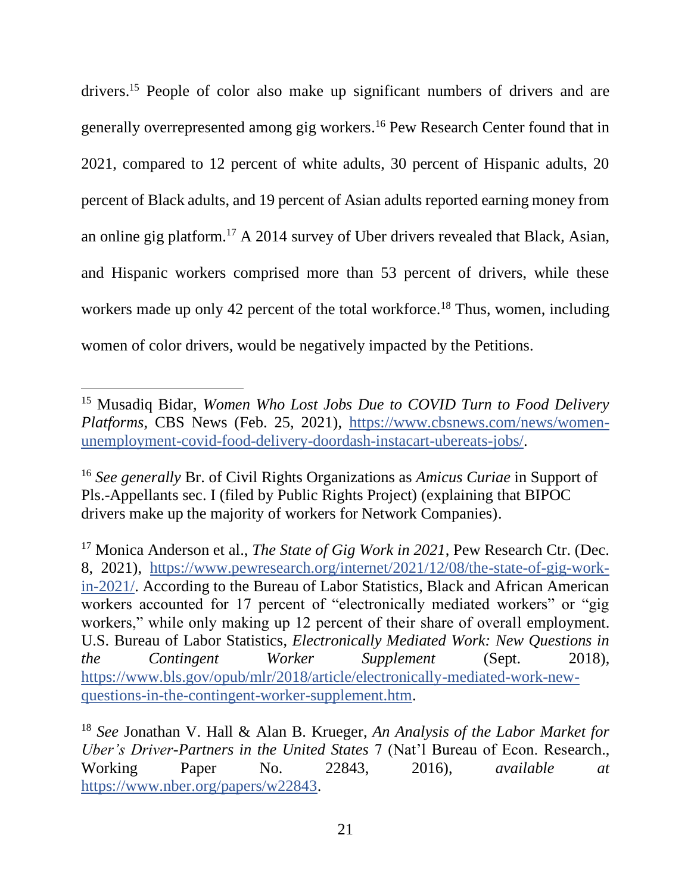drivers.[15] People of color also make up significant numbers of drivers and are generally overrepresented among gig workers.[16] Pew Research Center found that in 2021, compared to 12 percent of white adults, 30 percent of Hispanic adults, 20 percent of Black adults, and 19 percent of Asian adults reported earning money from an online gig platform.[17] A 2014 survey of Uber drivers revealed that Black, Asian, and Hispanic workers comprised more than 53 percent of drivers, while these workers made up only 42 percent of the total workforce.[18] Thus, women, including women of color drivers, would be negatively impacted by the Petitions.

---

[15] Musadiq Bidar, *Women Who Lost Jobs Due to COVID Turn to Food Delivery Platforms*, CBS News (Feb. 25, 2021), https://www.cbsnews.com/news/women-unemployment-covid-food-delivery-doordash-instacart-ubereats-jobs/.

[16] *See generally* Br. of Civil Rights Organizations as *Amicus Curiae* in Support of Pls.-Appellants sec. I (filed by Public Rights Project) (explaining that BIPOC drivers make up the majority of workers for Network Companies).

[17] Monica Anderson et al., *The State of Gig Work in 2021*, Pew Research Ctr. (Dec. 8, 2021), https://www.pewresearch.org/internet/2021/12/08/the-state-of-gig-work-in-2021/. According to the Bureau of Labor Statistics, Black and African American workers accounted for 17 percent of "electronically mediated workers" or "gig workers," while only making up 12 percent of their share of overall employment. U.S. Bureau of Labor Statistics, *Electronically Mediated Work: New Questions in the Contingent Worker Supplement* (Sept. 2018), https://www.bls.gov/opub/mlr/2018/article/electronically-mediated-work-new-questions-in-the-contingent-worker-supplement.htm.

[18] *See* Jonathan V. Hall & Alan B. Krueger, *An Analysis of the Labor Market for Uber's Driver-Partners in the United States* 7 (Nat'l Bureau of Econ. Research., Working Paper No. 22843, 2016), *available at* https://www.nber.org/papers/w22843.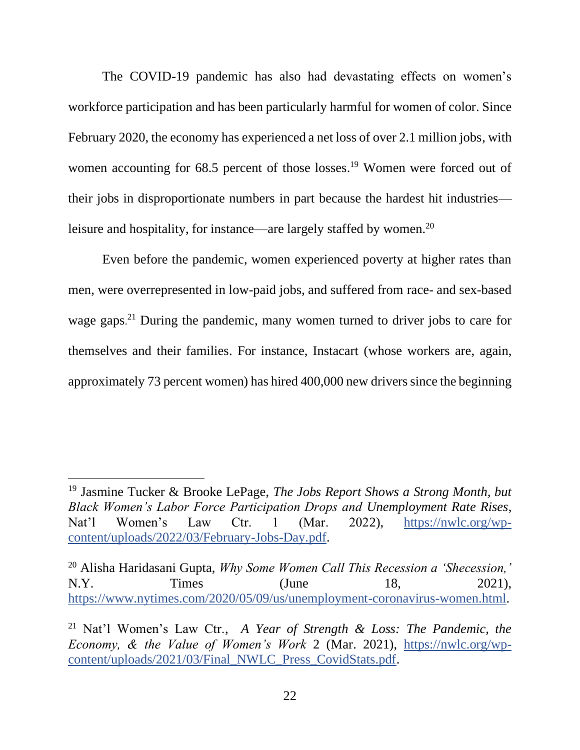The COVID-19 pandemic has also had devastating effects on women's workforce participation and has been particularly harmful for women of color. Since February 2020, the economy has experienced a net loss of over 2.1 million jobs, with women accounting for 68.5 percent of those losses.[19] Women were forced out of their jobs in disproportionate numbers in part because the hardest hit industries—leisure and hospitality, for instance—are largely staffed by women.[20]

Even before the pandemic, women experienced poverty at higher rates than men, were overrepresented in low-paid jobs, and suffered from race- and sex-based wage gaps.[21] During the pandemic, many women turned to driver jobs to care for themselves and their families. For instance, Instacart (whose workers are, again, approximately 73 percent women) has hired 400,000 new drivers since the beginning

---

[19] Jasmine Tucker & Brooke LePage, *The Jobs Report Shows a Strong Month, but Black Women's Labor Force Participation Drops and Unemployment Rate Rises*, Nat'l Women's Law Ctr. 1 (Mar. 2022), https://nwlc.org/wp-content/uploads/2022/03/February-Jobs-Day.pdf.

[20] Alisha Haridasani Gupta, *Why Some Women Call This Recession a 'Shecession,'* N.Y. Times (June 18, 2021), https://www.nytimes.com/2020/05/09/us/unemployment-coronavirus-women.html.

[21] Nat'l Women's Law Ctr., *A Year of Strength & Loss: The Pandemic, the Economy, & the Value of Women's Work* 2 (Mar. 2021), https://nwlc.org/wp-content/uploads/2021/03/Final_NWLC_Press_CovidStats.pdf.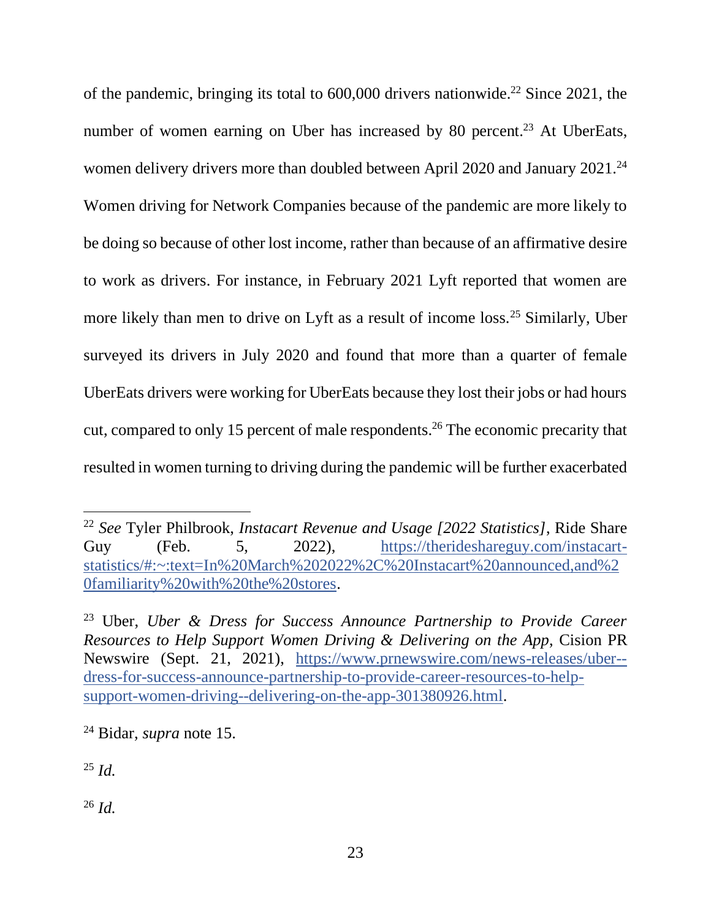of the pandemic, bringing its total to 600,000 drivers nationwide.[22] Since 2021, the number of women earning on Uber has increased by 80 percent.[23] At UberEats, women delivery drivers more than doubled between April 2020 and January 2021.[24] Women driving for Network Companies because of the pandemic are more likely to be doing so because of other lost income, rather than because of an affirmative desire to work as drivers. For instance, in February 2021 Lyft reported that women are more likely than men to drive on Lyft as a result of income loss.[25] Similarly, Uber surveyed its drivers in July 2020 and found that more than a quarter of female UberEats drivers were working for UberEats because they lost their jobs or had hours cut, compared to only 15 percent of male respondents.[26] The economic precarity that resulted in women turning to driving during the pandemic will be further exacerbated

---

[22] *See* Tyler Philbrook, *Instacart Revenue and Usage [2022 Statistics]*, Ride Share Guy (Feb. 5, 2022), https://therideshareguy.com/instacart-statistics/#:~:text=In%20March%202022%2C%20Instacart%20announced,and%20familiarity%20with%20the%20stores.

[23] Uber, *Uber & Dress for Success Announce Partnership to Provide Career Resources to Help Support Women Driving & Delivering on the App*, Cision PR Newswire (Sept. 21, 2021), https://www.prnewswire.com/news-releases/uber--dress-for-success-announce-partnership-to-provide-career-resources-to-help-support-women-driving--delivering-on-the-app-301380926.html.

[24] Bidar, *supra* note 15.

[25] *Id.*

[26] *Id.*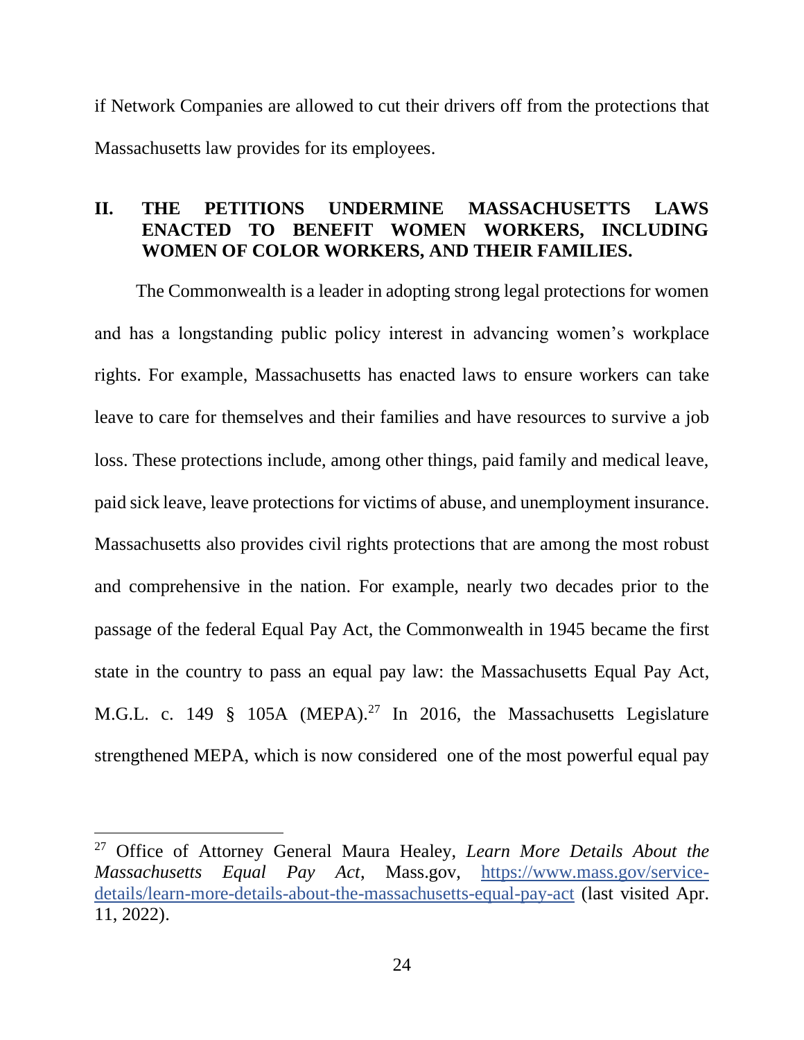if Network Companies are allowed to cut their drivers off from the protections that Massachusetts law provides for its employees.

## II. THE PETITIONS UNDERMINE MASSACHUSETTS LAWS ENACTED TO BENEFIT WOMEN WORKERS, INCLUDING WOMEN OF COLOR WORKERS, AND THEIR FAMILIES.

The Commonwealth is a leader in adopting strong legal protections for women and has a longstanding public policy interest in advancing women's workplace rights. For example, Massachusetts has enacted laws to ensure workers can take leave to care for themselves and their families and have resources to survive a job loss. These protections include, among other things, paid family and medical leave, paid sick leave, leave protections for victims of abuse, and unemployment insurance. Massachusetts also provides civil rights protections that are among the most robust and comprehensive in the nation. For example, nearly two decades prior to the passage of the federal Equal Pay Act, the Commonwealth in 1945 became the first state in the country to pass an equal pay law: the Massachusetts Equal Pay Act, M.G.L. c. 149 § 105A (MEPA).[27] In 2016, the Massachusetts Legislature strengthened MEPA, which is now considered one of the most powerful equal pay

---

[27] Office of Attorney General Maura Healey, *Learn More Details About the Massachusetts Equal Pay Act*, Mass.gov, https://www.mass.gov/service-details/learn-more-details-about-the-massachusetts-equal-pay-act (last visited Apr. 11, 2022).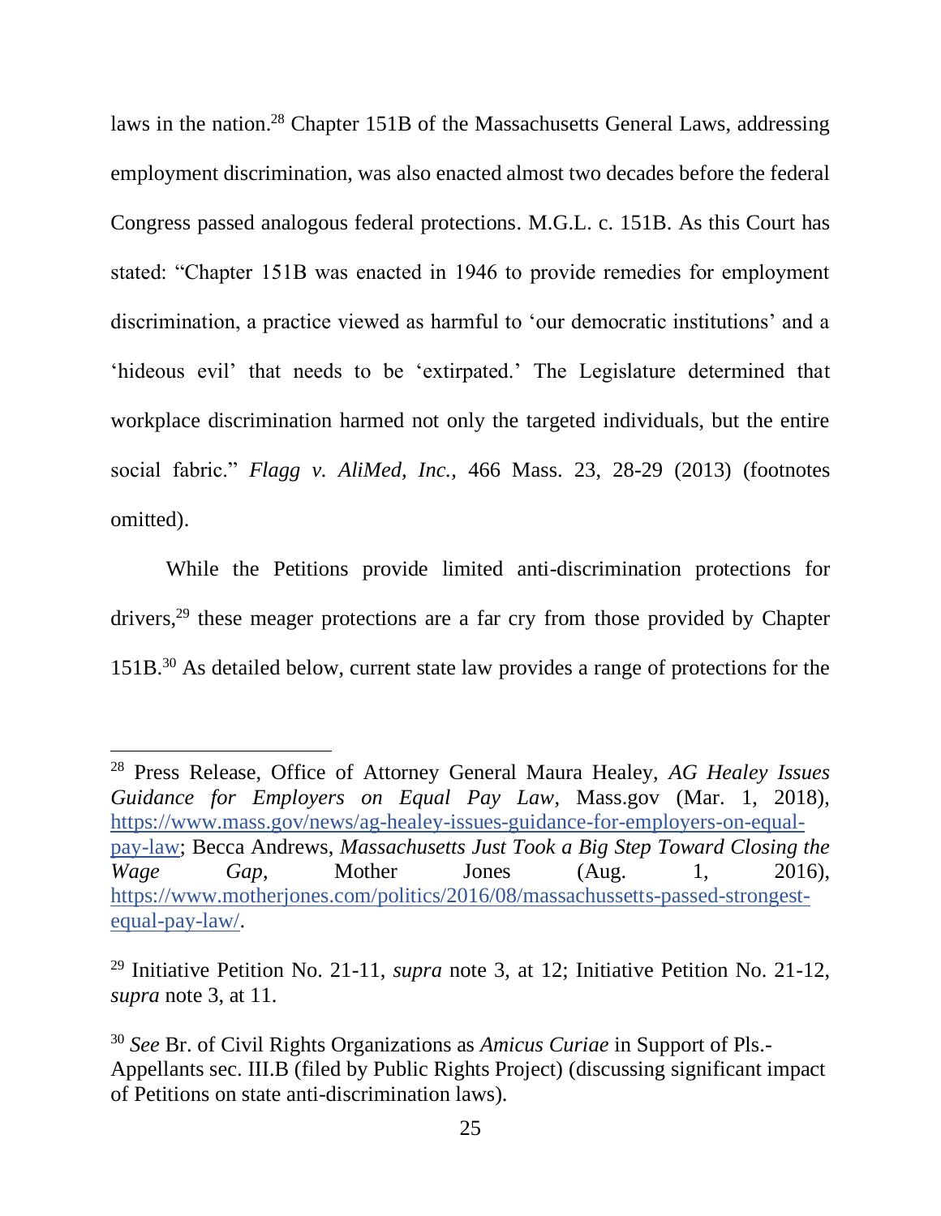laws in the nation.[28] Chapter 151B of the Massachusetts General Laws, addressing employment discrimination, was also enacted almost two decades before the federal Congress passed analogous federal protections. M.G.L. c. 151B. As this Court has stated: "Chapter 151B was enacted in 1946 to provide remedies for employment discrimination, a practice viewed as harmful to 'our democratic institutions' and a 'hideous evil' that needs to be 'extirpated.' The Legislature determined that workplace discrimination harmed not only the targeted individuals, but the entire social fabric." *Flagg v. AliMed, Inc.*, 466 Mass. 23, 28-29 (2013) (footnotes omitted).

While the Petitions provide limited anti-discrimination protections for drivers,[29] these meager protections are a far cry from those provided by Chapter 151B.[30] As detailed below, current state law provides a range of protections for the

---

[28] Press Release, Office of Attorney General Maura Healey, *AG Healey Issues Guidance for Employers on Equal Pay Law*, Mass.gov (Mar. 1, 2018), https://www.mass.gov/news/ag-healey-issues-guidance-for-employers-on-equal-pay-law; Becca Andrews, *Massachusetts Just Took a Big Step Toward Closing the Wage Gap*, Mother Jones (Aug. 1, 2016), https://www.motherjones.com/politics/2016/08/massachussetts-passed-strongest-equal-pay-law/.

[29] Initiative Petition No. 21-11, *supra* note 3, at 12; Initiative Petition No. 21-12, *supra* note 3, at 11.

[30] *See* Br. of Civil Rights Organizations as *Amicus Curiae* in Support of Pls.-Appellants sec. III.B (filed by Public Rights Project) (discussing significant impact of Petitions on state anti-discrimination laws).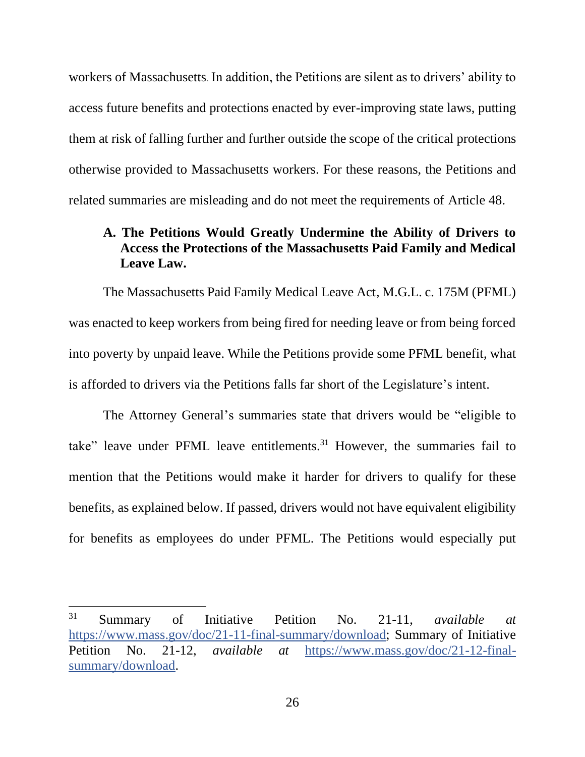workers of Massachusetts. In addition, the Petitions are silent as to drivers' ability to access future benefits and protections enacted by ever-improving state laws, putting them at risk of falling further and further outside the scope of the critical protections otherwise provided to Massachusetts workers. For these reasons, the Petitions and related summaries are misleading and do not meet the requirements of Article 48.

### A. The Petitions Would Greatly Undermine the Ability of Drivers to Access the Protections of the Massachusetts Paid Family and Medical Leave Law.

The Massachusetts Paid Family Medical Leave Act, M.G.L. c. 175M (PFML) was enacted to keep workers from being fired for needing leave or from being forced into poverty by unpaid leave. While the Petitions provide some PFML benefit, what is afforded to drivers via the Petitions falls far short of the Legislature's intent.

The Attorney General's summaries state that drivers would be "eligible to take" leave under PFML leave entitlements.[31] However, the summaries fail to mention that the Petitions would make it harder for drivers to qualify for these benefits, as explained below. If passed, drivers would not have equivalent eligibility for benefits as employees do under PFML. The Petitions would especially put

---

[31] Summary of Initiative Petition No. 21-11, *available at* https://www.mass.gov/doc/21-11-final-summary/download; Summary of Initiative Petition No. 21-12, *available at* https://www.mass.gov/doc/21-12-final-summary/download.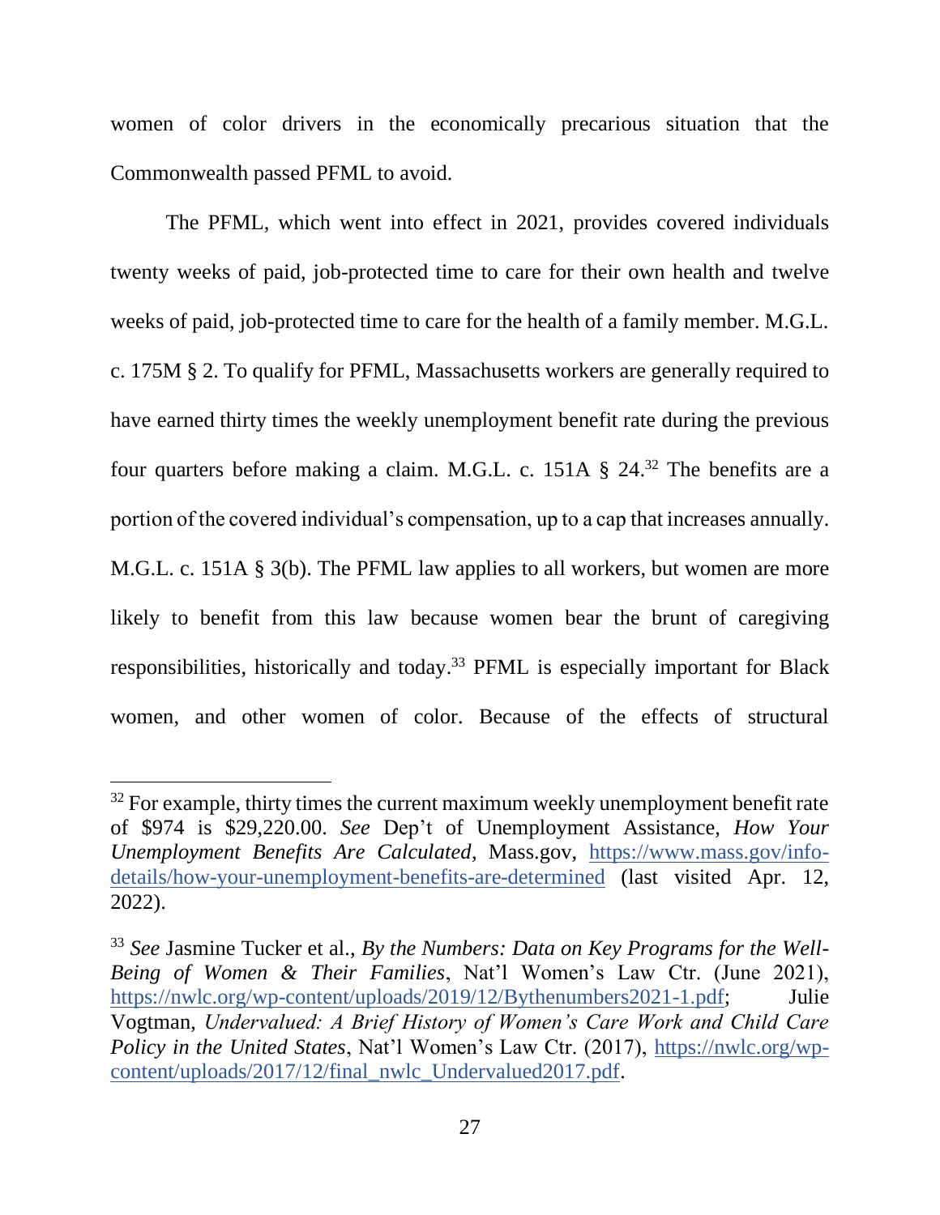women of color drivers in the economically precarious situation that the Commonwealth passed PFML to avoid.

The PFML, which went into effect in 2021, provides covered individuals twenty weeks of paid, job-protected time to care for their own health and twelve weeks of paid, job-protected time to care for the health of a family member. M.G.L. c. 175M § 2. To qualify for PFML, Massachusetts workers are generally required to have earned thirty times the weekly unemployment benefit rate during the previous four quarters before making a claim. M.G.L. c. 151A § 24.[32] The benefits are a portion of the covered individual's compensation, up to a cap that increases annually. M.G.L. c. 151A § 3(b). The PFML law applies to all workers, but women are more likely to benefit from this law because women bear the brunt of caregiving responsibilities, historically and today.[33] PFML is especially important for Black women, and other women of color. Because of the effects of structural

---

[32] For example, thirty times the current maximum weekly unemployment benefit rate of $974 is $29,220.00. *See* Dep't of Unemployment Assistance, *How Your Unemployment Benefits Are Calculated*, Mass.gov, https://www.mass.gov/info-details/how-your-unemployment-benefits-are-determined (last visited Apr. 12, 2022).

[33] *See* Jasmine Tucker et al., *By the Numbers: Data on Key Programs for the Well-Being of Women & Their Families*, Nat'l Women's Law Ctr. (June 2021), https://nwlc.org/wp-content/uploads/2019/12/Bythenumbers2021-1.pdf; Julie Vogtman, *Undervalued: A Brief History of Women's Care Work and Child Care Policy in the United States*, Nat'l Women's Law Ctr. (2017), https://nwlc.org/wp-content/uploads/2017/12/final_nwlc_Undervalued2017.pdf.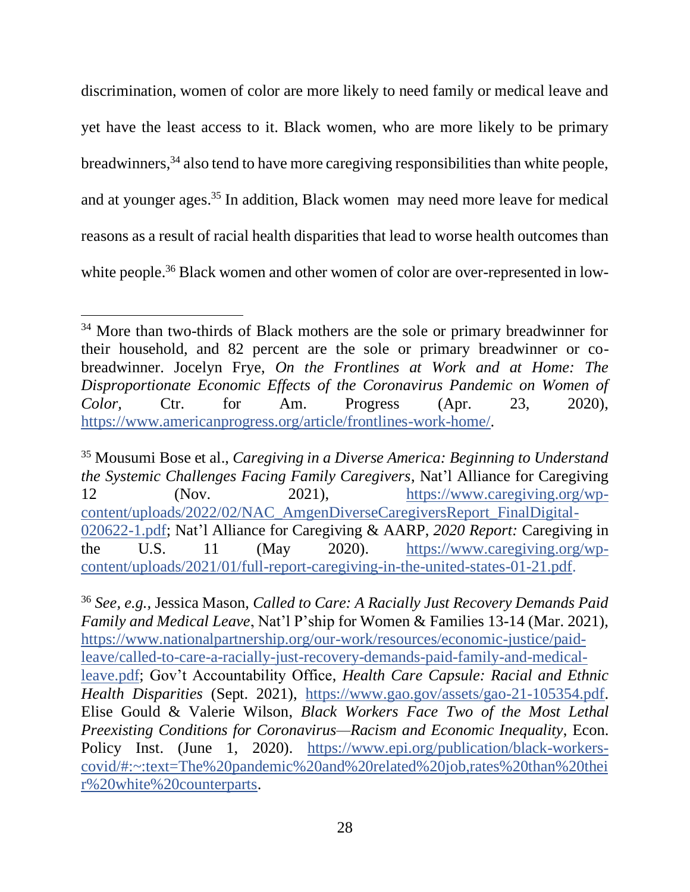discrimination, women of color are more likely to need family or medical leave and yet have the least access to it. Black women, who are more likely to be primary breadwinners,[34] also tend to have more caregiving responsibilities than white people, and at younger ages.[35] In addition, Black women may need more leave for medical reasons as a result of racial health disparities that lead to worse health outcomes than white people.[36] Black women and other women of color are over-represented in low-

---

[34] More than two-thirds of Black mothers are the sole or primary breadwinner for their household, and 82 percent are the sole or primary breadwinner or co-breadwinner. Jocelyn Frye, *On the Frontlines at Work and at Home: The Disproportionate Economic Effects of the Coronavirus Pandemic on Women of Color,* Ctr. for Am. Progress (Apr. 23, 2020), https://www.americanprogress.org/article/frontlines-work-home/.

[35] Mousumi Bose et al., *Caregiving in a Diverse America: Beginning to Understand the Systemic Challenges Facing Family Caregivers*, Nat'l Alliance for Caregiving 12 (Nov. 2021), https://www.caregiving.org/wp-content/uploads/2022/02/NAC_AmgenDiverseCaregiversReport_FinalDigital-020622-1.pdf; Nat'l Alliance for Caregiving & AARP, *2020 Report:* Caregiving in the U.S. 11 (May 2020). https://www.caregiving.org/wp-content/uploads/2021/01/full-report-caregiving-in-the-united-states-01-21.pdf.

[36] *See, e.g.,* Jessica Mason, *Called to Care: A Racially Just Recovery Demands Paid Family and Medical Leave*, Nat'l P'ship for Women & Families 13-14 (Mar. 2021), https://www.nationalpartnership.org/our-work/resources/economic-justice/paid-leave/called-to-care-a-racially-just-recovery-demands-paid-family-and-medical-leave.pdf; Gov't Accountability Office, *Health Care Capsule: Racial and Ethnic Health Disparities* (Sept. 2021), https://www.gao.gov/assets/gao-21-105354.pdf. Elise Gould & Valerie Wilson, *Black Workers Face Two of the Most Lethal Preexisting Conditions for Coronavirus—Racism and Economic Inequality*, Econ. Policy Inst. (June 1, 2020). https://www.epi.org/publication/black-workers-covid/#:~:text=The%20pandemic%20and%20related%20job,rates%20than%20their%20white%20counterparts.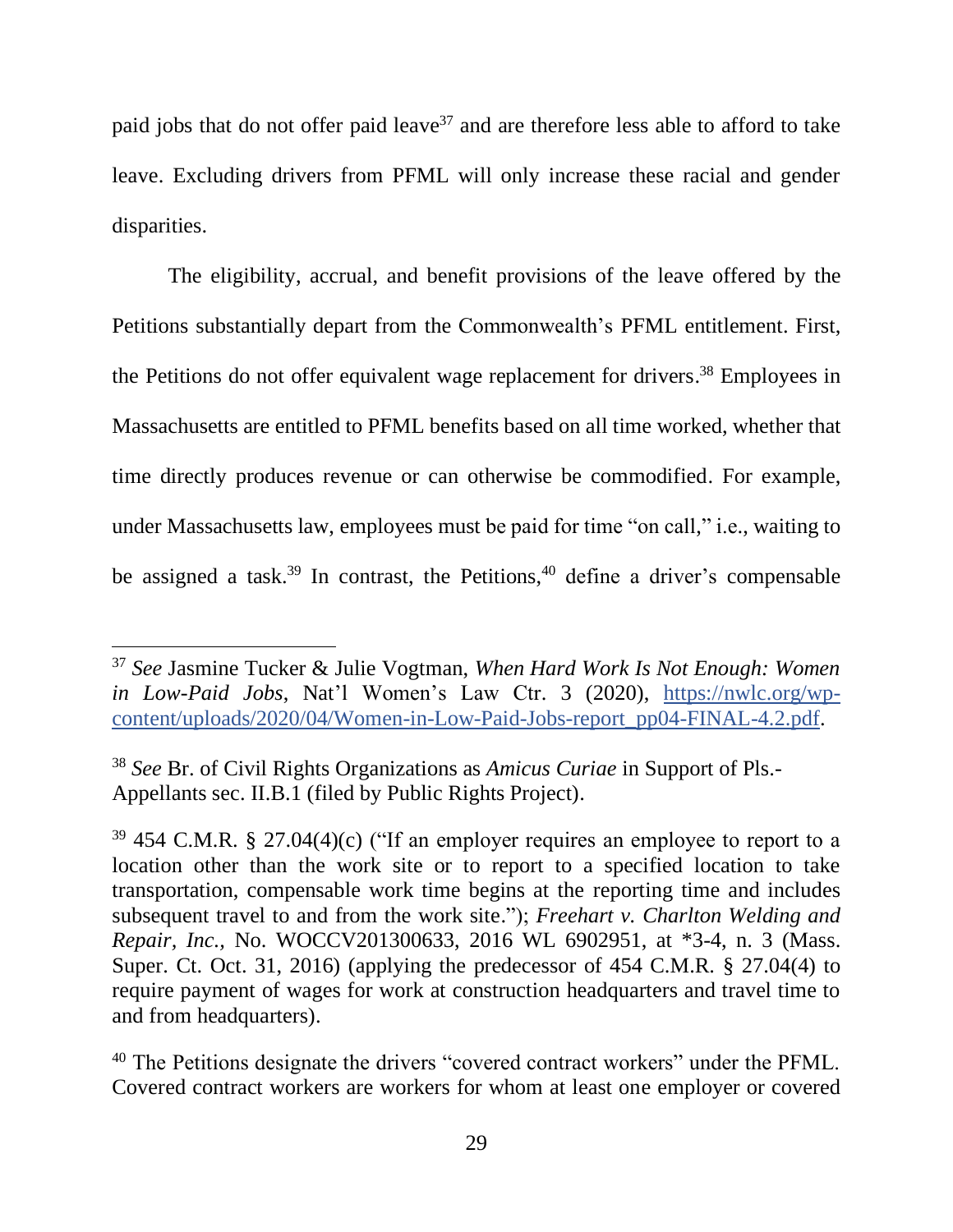paid jobs that do not offer paid leave[37] and are therefore less able to afford to take leave. Excluding drivers from PFML will only increase these racial and gender disparities.

The eligibility, accrual, and benefit provisions of the leave offered by the Petitions substantially depart from the Commonwealth's PFML entitlement. First, the Petitions do not offer equivalent wage replacement for drivers.[38] Employees in Massachusetts are entitled to PFML benefits based on all time worked, whether that time directly produces revenue or can otherwise be commodified. For example, under Massachusetts law, employees must be paid for time "on call," i.e., waiting to be assigned a task.[39] In contrast, the Petitions,[40] define a driver's compensable

---

[37] *See* Jasmine Tucker & Julie Vogtman, *When Hard Work Is Not Enough: Women in Low-Paid Jobs*, Nat'l Women's Law Ctr. 3 (2020), https://nwlc.org/wp-content/uploads/2020/04/Women-in-Low-Paid-Jobs-report_pp04-FINAL-4.2.pdf.

[38] *See* Br. of Civil Rights Organizations as *Amicus Curiae* in Support of Pls.-Appellants sec. II.B.1 (filed by Public Rights Project).

[39] 454 C.M.R. § 27.04(4)(c) ("If an employer requires an employee to report to a location other than the work site or to report to a specified location to take transportation, compensable work time begins at the reporting time and includes subsequent travel to and from the work site."); *Freehart v. Charlton Welding and Repair, Inc.*, No. WOCCV201300633, 2016 WL 6902951, at *3-4, n. 3 (Mass. Super. Ct. Oct. 31, 2016) (applying the predecessor of 454 C.M.R. § 27.04(4) to require payment of wages for work at construction headquarters and travel time to and from headquarters).

[40] The Petitions designate the drivers "covered contract workers" under the PFML. Covered contract workers are workers for whom at least one employer or covered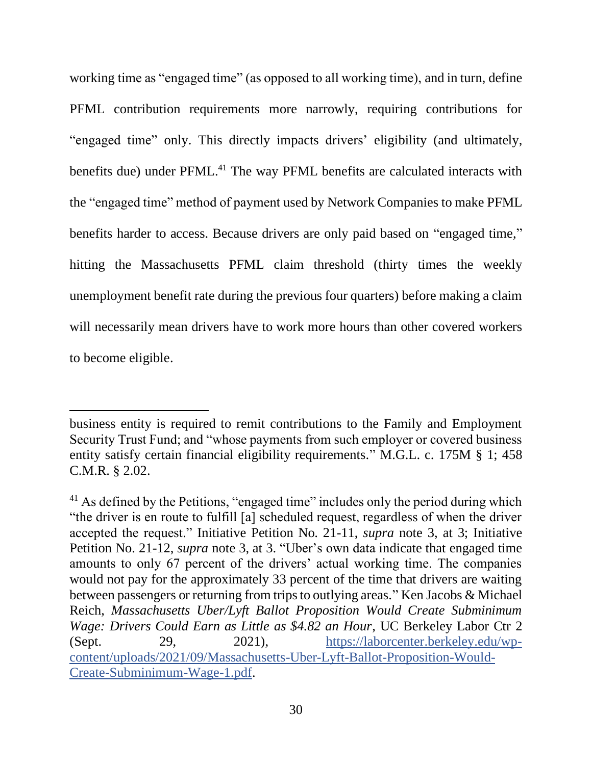working time as "engaged time" (as opposed to all working time), and in turn, define PFML contribution requirements more narrowly, requiring contributions for "engaged time" only. This directly impacts drivers' eligibility (and ultimately, benefits due) under PFML.[41] The way PFML benefits are calculated interacts with the "engaged time" method of payment used by Network Companies to make PFML benefits harder to access. Because drivers are only paid based on "engaged time," hitting the Massachusetts PFML claim threshold (thirty times the weekly unemployment benefit rate during the previous four quarters) before making a claim will necessarily mean drivers have to work more hours than other covered workers to become eligible.

---

business entity is required to remit contributions to the Family and Employment Security Trust Fund; and "whose payments from such employer or covered business entity satisfy certain financial eligibility requirements." M.G.L. c. 175M § 1; 458 C.M.R. § 2.02.

[41] As defined by the Petitions, "engaged time" includes only the period during which "the driver is en route to fulfill [a] scheduled request, regardless of when the driver accepted the request." Initiative Petition No. 21-11, *supra* note 3, at 3; Initiative Petition No. 21-12, *supra* note 3, at 3. "Uber's own data indicate that engaged time amounts to only 67 percent of the drivers' actual working time. The companies would not pay for the approximately 33 percent of the time that drivers are waiting between passengers or returning from trips to outlying areas." Ken Jacobs & Michael Reich, *Massachusetts Uber/Lyft Ballot Proposition Would Create Subminimum Wage: Drivers Could Earn as Little as $4.82 an Hour*, UC Berkeley Labor Ctr 2 (Sept. 29, 2021), https://laborcenter.berkeley.edu/wp-content/uploads/2021/09/Massachusetts-Uber-Lyft-Ballot-Proposition-Would-Create-Subminimum-Wage-1.pdf.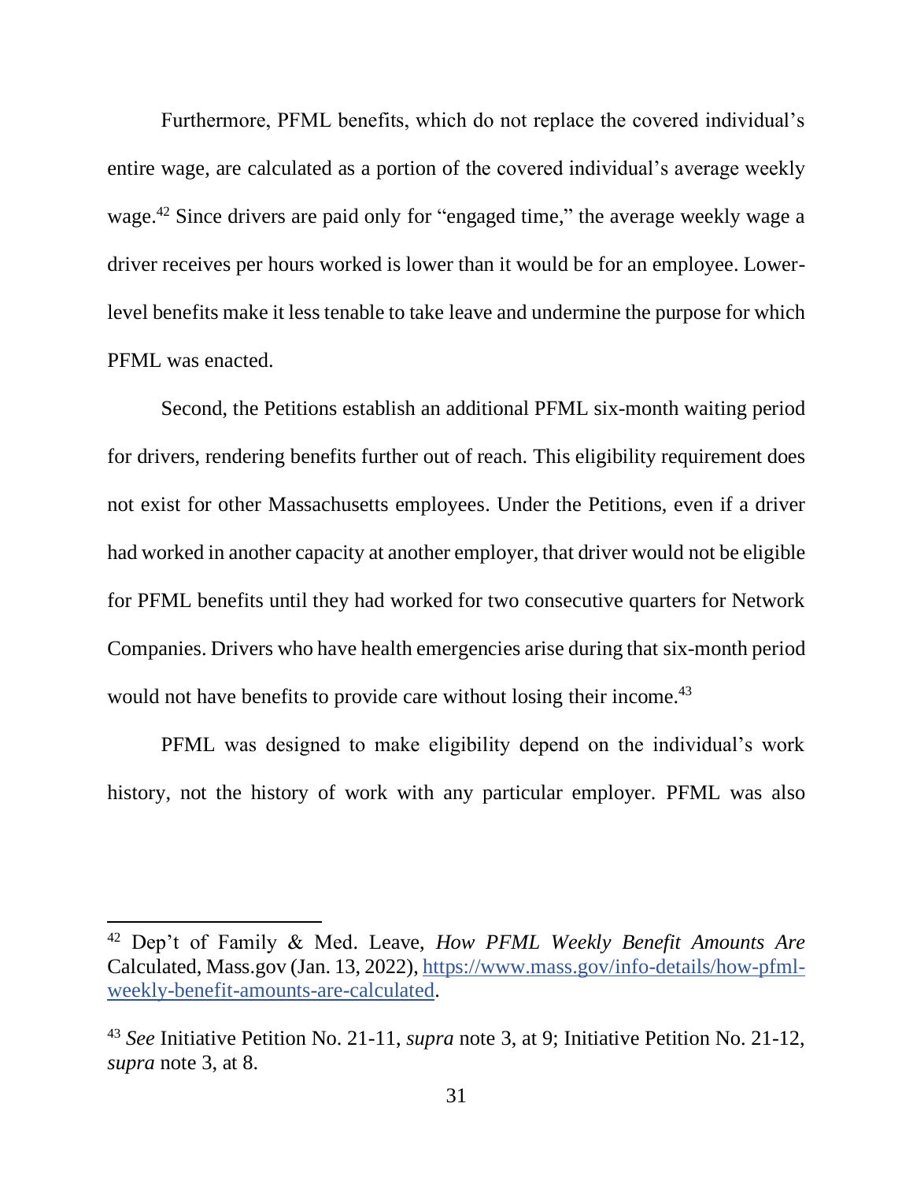Furthermore, PFML benefits, which do not replace the covered individual's entire wage, are calculated as a portion of the covered individual's average weekly wage.[42] Since drivers are paid only for "engaged time," the average weekly wage a driver receives per hours worked is lower than it would be for an employee. Lower-level benefits make it less tenable to take leave and undermine the purpose for which PFML was enacted.

Second, the Petitions establish an additional PFML six-month waiting period for drivers, rendering benefits further out of reach. This eligibility requirement does not exist for other Massachusetts employees. Under the Petitions, even if a driver had worked in another capacity at another employer, that driver would not be eligible for PFML benefits until they had worked for two consecutive quarters for Network Companies. Drivers who have health emergencies arise during that six-month period would not have benefits to provide care without losing their income.[43]

PFML was designed to make eligibility depend on the individual's work history, not the history of work with any particular employer. PFML was also

---

[42] Dep't of Family & Med. Leave, *How PFML Weekly Benefit Amounts Are* Calculated, Mass.gov (Jan. 13, 2022), https://www.mass.gov/info-details/how-pfml-weekly-benefit-amounts-are-calculated.

[43] *See* Initiative Petition No. 21-11, *supra* note 3, at 9; Initiative Petition No. 21-12, *supra* note 3, at 8.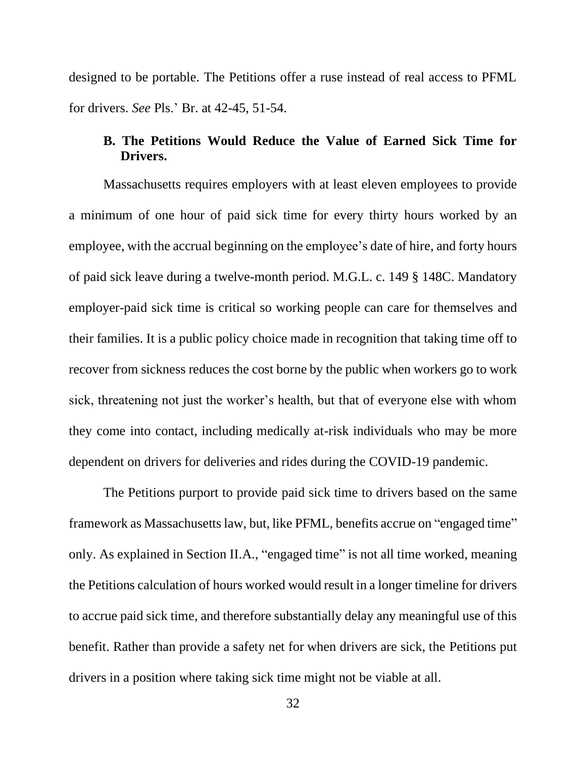designed to be portable. The Petitions offer a ruse instead of real access to PFML for drivers. *See* Pls.' Br. at 42-45, 51-54.

### B. The Petitions Would Reduce the Value of Earned Sick Time for Drivers.

Massachusetts requires employers with at least eleven employees to provide a minimum of one hour of paid sick time for every thirty hours worked by an employee, with the accrual beginning on the employee's date of hire, and forty hours of paid sick leave during a twelve-month period. M.G.L. c. 149 § 148C. Mandatory employer-paid sick time is critical so working people can care for themselves and their families. It is a public policy choice made in recognition that taking time off to recover from sickness reduces the cost borne by the public when workers go to work sick, threatening not just the worker's health, but that of everyone else with whom they come into contact, including medically at-risk individuals who may be more dependent on drivers for deliveries and rides during the COVID-19 pandemic.

The Petitions purport to provide paid sick time to drivers based on the same framework as Massachusetts law, but, like PFML, benefits accrue on "engaged time" only. As explained in Section II.A., "engaged time" is not all time worked, meaning the Petitions calculation of hours worked would result in a longer timeline for drivers to accrue paid sick time, and therefore substantially delay any meaningful use of this benefit. Rather than provide a safety net for when drivers are sick, the Petitions put drivers in a position where taking sick time might not be viable at all.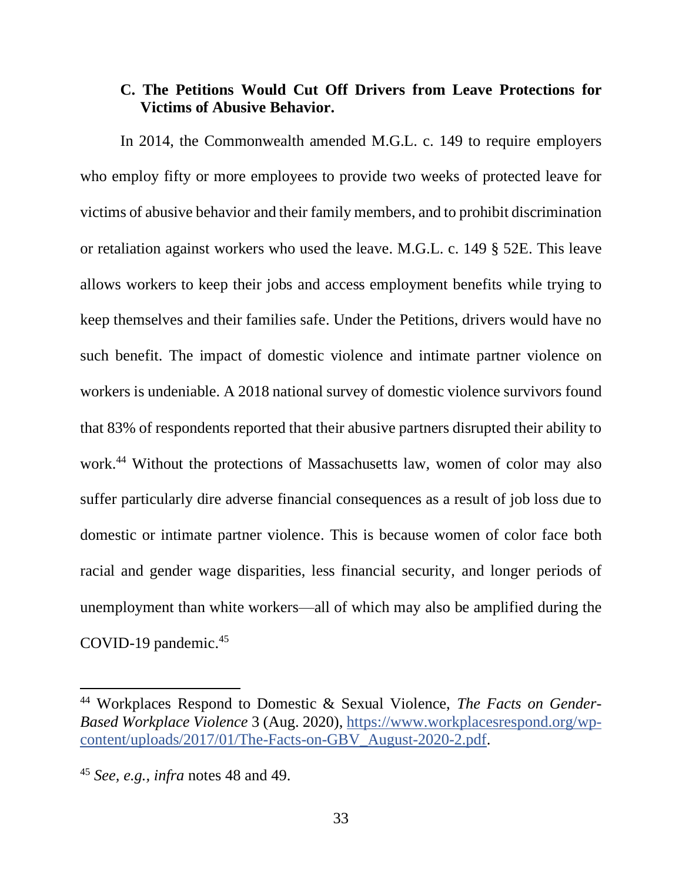### C. The Petitions Would Cut Off Drivers from Leave Protections for Victims of Abusive Behavior.

In 2014, the Commonwealth amended M.G.L. c. 149 to require employers who employ fifty or more employees to provide two weeks of protected leave for victims of abusive behavior and their family members, and to prohibit discrimination or retaliation against workers who used the leave. M.G.L. c. 149 § 52E. This leave allows workers to keep their jobs and access employment benefits while trying to keep themselves and their families safe. Under the Petitions, drivers would have no such benefit. The impact of domestic violence and intimate partner violence on workers is undeniable. A 2018 national survey of domestic violence survivors found that 83% of respondents reported that their abusive partners disrupted their ability to work.[44] Without the protections of Massachusetts law, women of color may also suffer particularly dire adverse financial consequences as a result of job loss due to domestic or intimate partner violence. This is because women of color face both racial and gender wage disparities, less financial security, and longer periods of unemployment than white workers—all of which may also be amplified during the COVID-19 pandemic.[45]

---

[44] Workplaces Respond to Domestic & Sexual Violence, *The Facts on Gender-Based Workplace Violence* 3 (Aug. 2020), https://www.workplacesrespond.org/wp-content/uploads/2017/01/The-Facts-on-GBV_August-2020-2.pdf.

[45] *See, e.g.*, *infra* notes 48 and 49.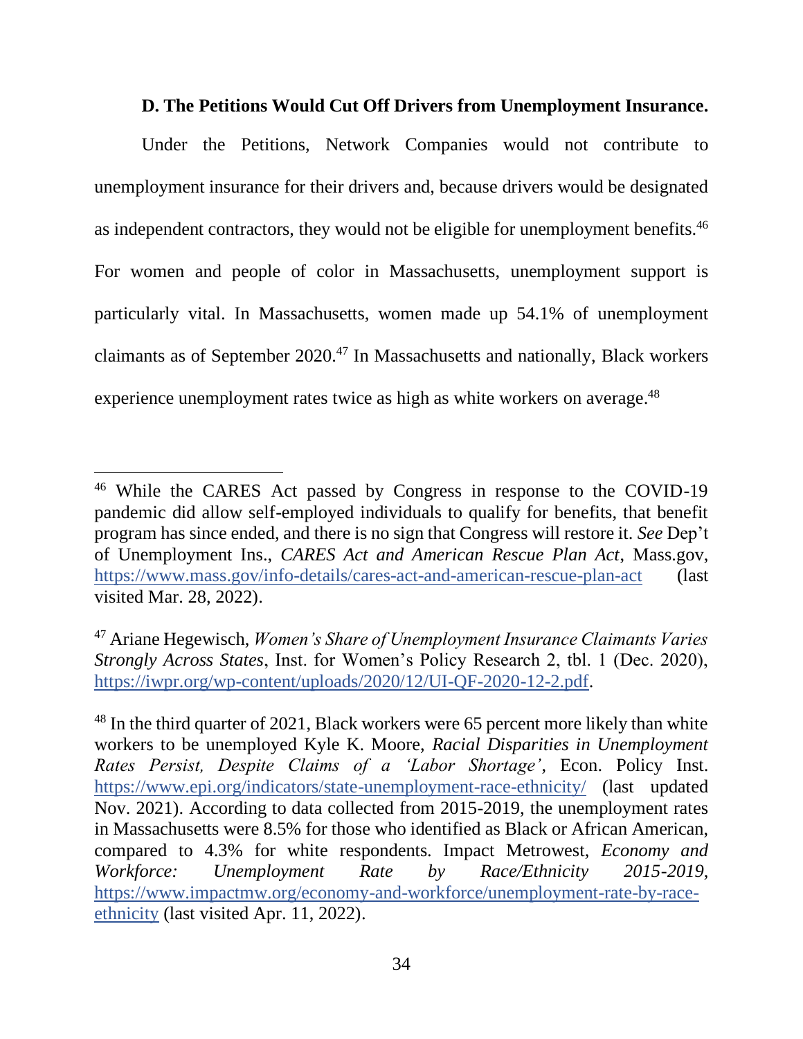### D. The Petitions Would Cut Off Drivers from Unemployment Insurance.

Under the Petitions, Network Companies would not contribute to unemployment insurance for their drivers and, because drivers would be designated as independent contractors, they would not be eligible for unemployment benefits.[46] For women and people of color in Massachusetts, unemployment support is particularly vital. In Massachusetts, women made up 54.1% of unemployment claimants as of September 2020.[47] In Massachusetts and nationally, Black workers experience unemployment rates twice as high as white workers on average.[48]

---

[46] While the CARES Act passed by Congress in response to the COVID-19 pandemic did allow self-employed individuals to qualify for benefits, that benefit program has since ended, and there is no sign that Congress will restore it. *See* Dep't of Unemployment Ins., *CARES Act and American Rescue Plan Act*, Mass.gov, https://www.mass.gov/info-details/cares-act-and-american-rescue-plan-act (last visited Mar. 28, 2022).

[47] Ariane Hegewisch, *Women's Share of Unemployment Insurance Claimants Varies Strongly Across States*, Inst. for Women's Policy Research 2, tbl. 1 (Dec. 2020), https://iwpr.org/wp-content/uploads/2020/12/UI-QF-2020-12-2.pdf.

[48] In the third quarter of 2021, Black workers were 65 percent more likely than white workers to be unemployed Kyle K. Moore, *Racial Disparities in Unemployment Rates Persist, Despite Claims of a 'Labor Shortage'*, Econ. Policy Inst. https://www.epi.org/indicators/state-unemployment-race-ethnicity/ (last updated Nov. 2021). According to data collected from 2015-2019, the unemployment rates in Massachusetts were 8.5% for those who identified as Black or African American, compared to 4.3% for white respondents. Impact Metrowest, *Economy and Workforce: Unemployment Rate by Race/Ethnicity 2015-2019*, https://www.impactmw.org/economy-and-workforce/unemployment-rate-by-race-ethnicity (last visited Apr. 11, 2022).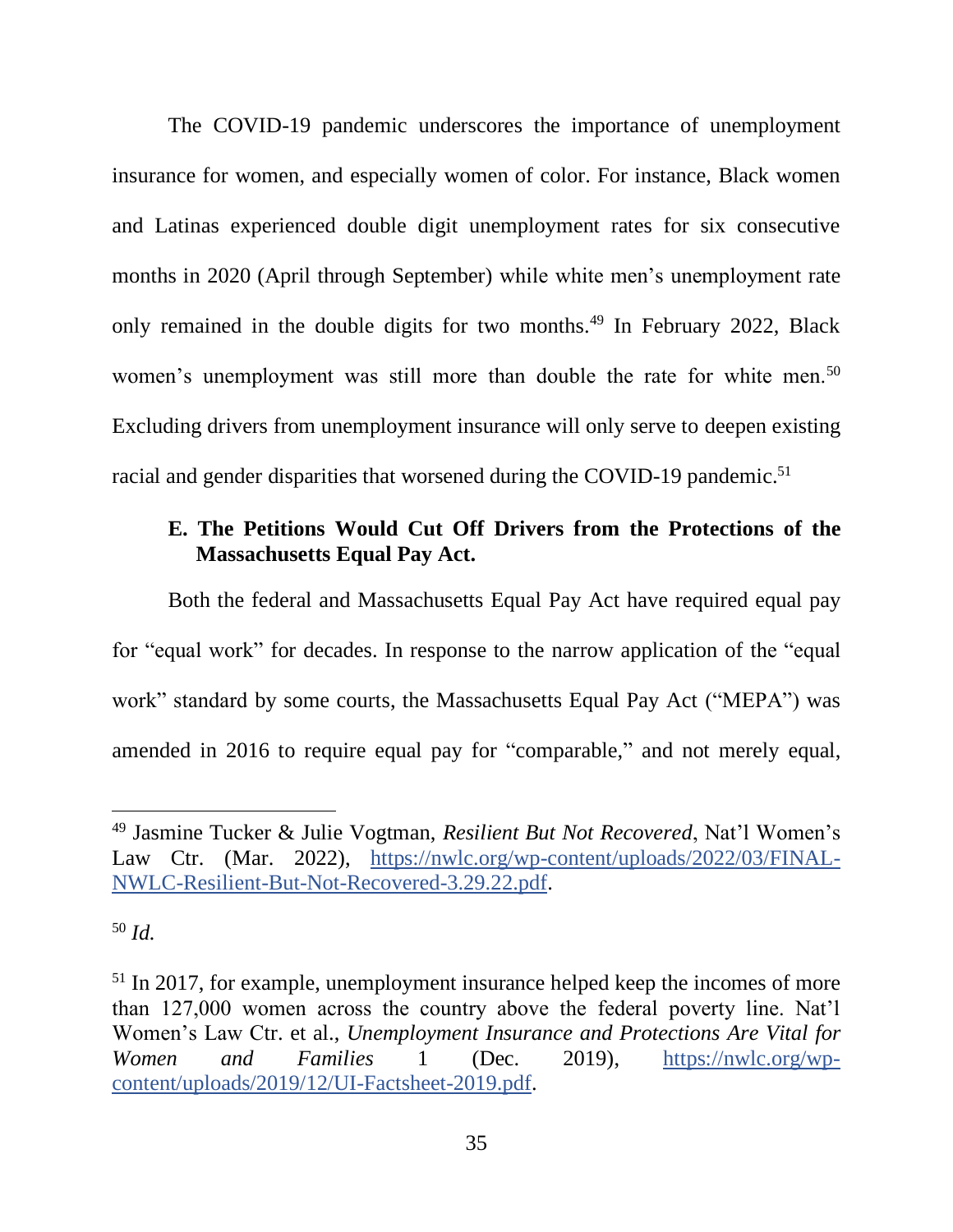The COVID-19 pandemic underscores the importance of unemployment insurance for women, and especially women of color. For instance, Black women and Latinas experienced double digit unemployment rates for six consecutive months in 2020 (April through September) while white men's unemployment rate only remained in the double digits for two months.[49] In February 2022, Black women's unemployment was still more than double the rate for white men.[50] Excluding drivers from unemployment insurance will only serve to deepen existing racial and gender disparities that worsened during the COVID-19 pandemic.[51]

### E. The Petitions Would Cut Off Drivers from the Protections of the Massachusetts Equal Pay Act.

Both the federal and Massachusetts Equal Pay Act have required equal pay for "equal work" for decades. In response to the narrow application of the "equal work" standard by some courts, the Massachusetts Equal Pay Act ("MEPA") was amended in 2016 to require equal pay for "comparable," and not merely equal,

---

[49] Jasmine Tucker & Julie Vogtman, *Resilient But Not Recovered*, Nat'l Women's Law Ctr. (Mar. 2022), https://nwlc.org/wp-content/uploads/2022/03/FINAL-NWLC-Resilient-But-Not-Recovered-3.29.22.pdf.

[50] *Id.*

[51] In 2017, for example, unemployment insurance helped keep the incomes of more than 127,000 women across the country above the federal poverty line. Nat'l Women's Law Ctr. et al., *Unemployment Insurance and Protections Are Vital for Women and Families* 1 (Dec. 2019), https://nwlc.org/wp-content/uploads/2019/12/UI-Factsheet-2019.pdf.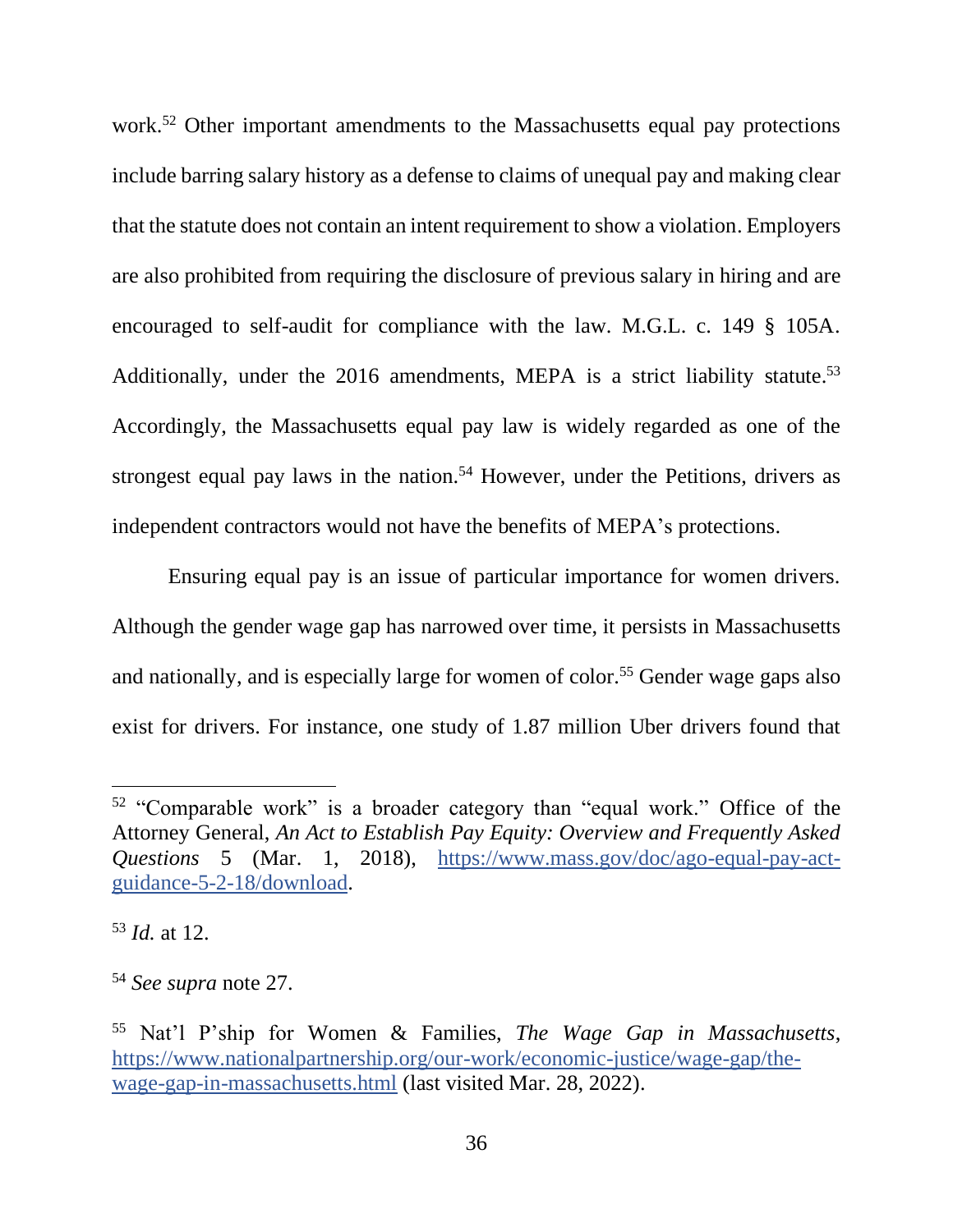work.[52] Other important amendments to the Massachusetts equal pay protections include barring salary history as a defense to claims of unequal pay and making clear that the statute does not contain an intent requirement to show a violation. Employers are also prohibited from requiring the disclosure of previous salary in hiring and are encouraged to self-audit for compliance with the law. M.G.L. c. 149 § 105A. Additionally, under the 2016 amendments, MEPA is a strict liability statute.[53] Accordingly, the Massachusetts equal pay law is widely regarded as one of the strongest equal pay laws in the nation.[54] However, under the Petitions, drivers as independent contractors would not have the benefits of MEPA's protections.

Ensuring equal pay is an issue of particular importance for women drivers. Although the gender wage gap has narrowed over time, it persists in Massachusetts and nationally, and is especially large for women of color.[55] Gender wage gaps also exist for drivers. For instance, one study of 1.87 million Uber drivers found that

---

[52] "Comparable work" is a broader category than "equal work." Office of the Attorney General, *An Act to Establish Pay Equity: Overview and Frequently Asked Questions* 5 (Mar. 1, 2018), https://www.mass.gov/doc/ago-equal-pay-act-guidance-5-2-18/download.

[53] *Id.* at 12.

[54] *See supra* note 27.

[55] Nat'l P'ship for Women & Families, *The Wage Gap in Massachusetts*, https://www.nationalpartnership.org/our-work/economic-justice/wage-gap/the-wage-gap-in-massachusetts.html (last visited Mar. 28, 2022).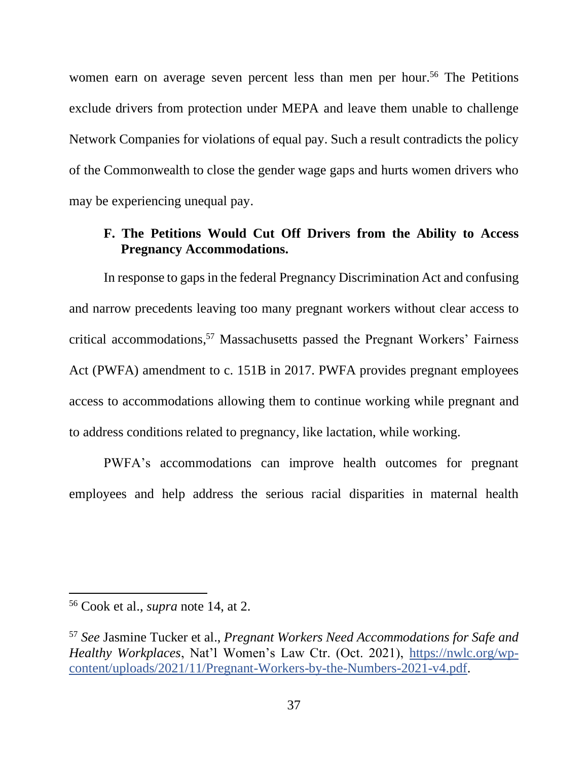women earn on average seven percent less than men per hour.[56] The Petitions exclude drivers from protection under MEPA and leave them unable to challenge Network Companies for violations of equal pay. Such a result contradicts the policy of the Commonwealth to close the gender wage gaps and hurts women drivers who may be experiencing unequal pay.

### F. The Petitions Would Cut Off Drivers from the Ability to Access Pregnancy Accommodations.

In response to gaps in the federal Pregnancy Discrimination Act and confusing and narrow precedents leaving too many pregnant workers without clear access to critical accommodations,[57] Massachusetts passed the Pregnant Workers' Fairness Act (PWFA) amendment to c. 151B in 2017. PWFA provides pregnant employees access to accommodations allowing them to continue working while pregnant and to address conditions related to pregnancy, like lactation, while working.

PWFA's accommodations can improve health outcomes for pregnant employees and help address the serious racial disparities in maternal health

---

[56] Cook et al., *supra* note 14, at 2.

[57] *See* Jasmine Tucker et al., *Pregnant Workers Need Accommodations for Safe and Healthy Workplaces*, Nat'l Women's Law Ctr. (Oct. 2021), https://nwlc.org/wp-content/uploads/2021/11/Pregnant-Workers-by-the-Numbers-2021-v4.pdf.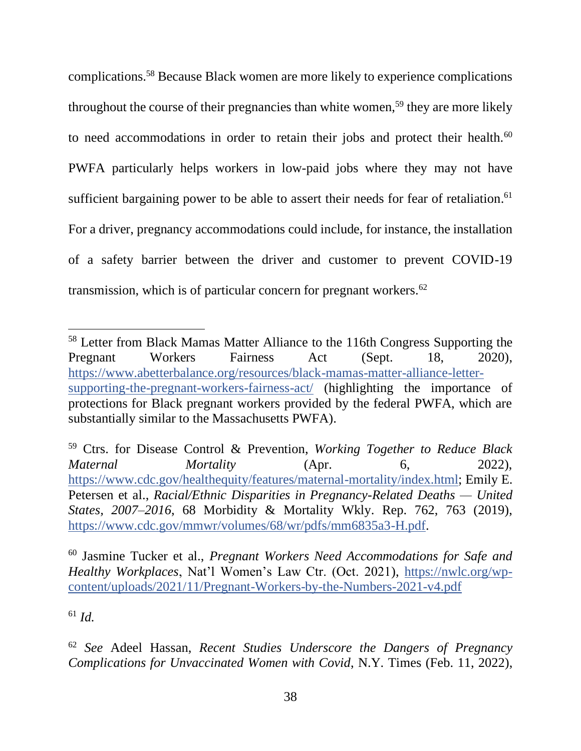complications.[58] Because Black women are more likely to experience complications throughout the course of their pregnancies than white women,[59] they are more likely to need accommodations in order to retain their jobs and protect their health.[60] PWFA particularly helps workers in low-paid jobs where they may not have sufficient bargaining power to be able to assert their needs for fear of retaliation.[61] For a driver, pregnancy accommodations could include, for instance, the installation of a safety barrier between the driver and customer to prevent COVID-19 transmission, which is of particular concern for pregnant workers.[62]

---

[58] Letter from Black Mamas Matter Alliance to the 116th Congress Supporting the Pregnant Workers Fairness Act (Sept. 18, 2020), https://www.abetterbalance.org/resources/black-mamas-matter-alliance-letter-supporting-the-pregnant-workers-fairness-act/ (highlighting the importance of protections for Black pregnant workers provided by the federal PWFA, which are substantially similar to the Massachusetts PWFA).

[59] Ctrs. for Disease Control & Prevention, *Working Together to Reduce Black Maternal Mortality* (Apr. 6, 2022), https://www.cdc.gov/healthequity/features/maternal-mortality/index.html; Emily E. Petersen et al., *Racial/Ethnic Disparities in Pregnancy-Related Deaths — United States, 2007–2016*, 68 Morbidity & Mortality Wkly. Rep. 762, 763 (2019), https://www.cdc.gov/mmwr/volumes/68/wr/pdfs/mm6835a3-H.pdf.

[60] Jasmine Tucker et al., *Pregnant Workers Need Accommodations for Safe and Healthy Workplaces*, Nat'l Women's Law Ctr. (Oct. 2021), https://nwlc.org/wp-content/uploads/2021/11/Pregnant-Workers-by-the-Numbers-2021-v4.pdf

[61] *Id.*

[62] *See* Adeel Hassan, *Recent Studies Underscore the Dangers of Pregnancy Complications for Unvaccinated Women with Covid*, N.Y. Times (Feb. 11, 2022),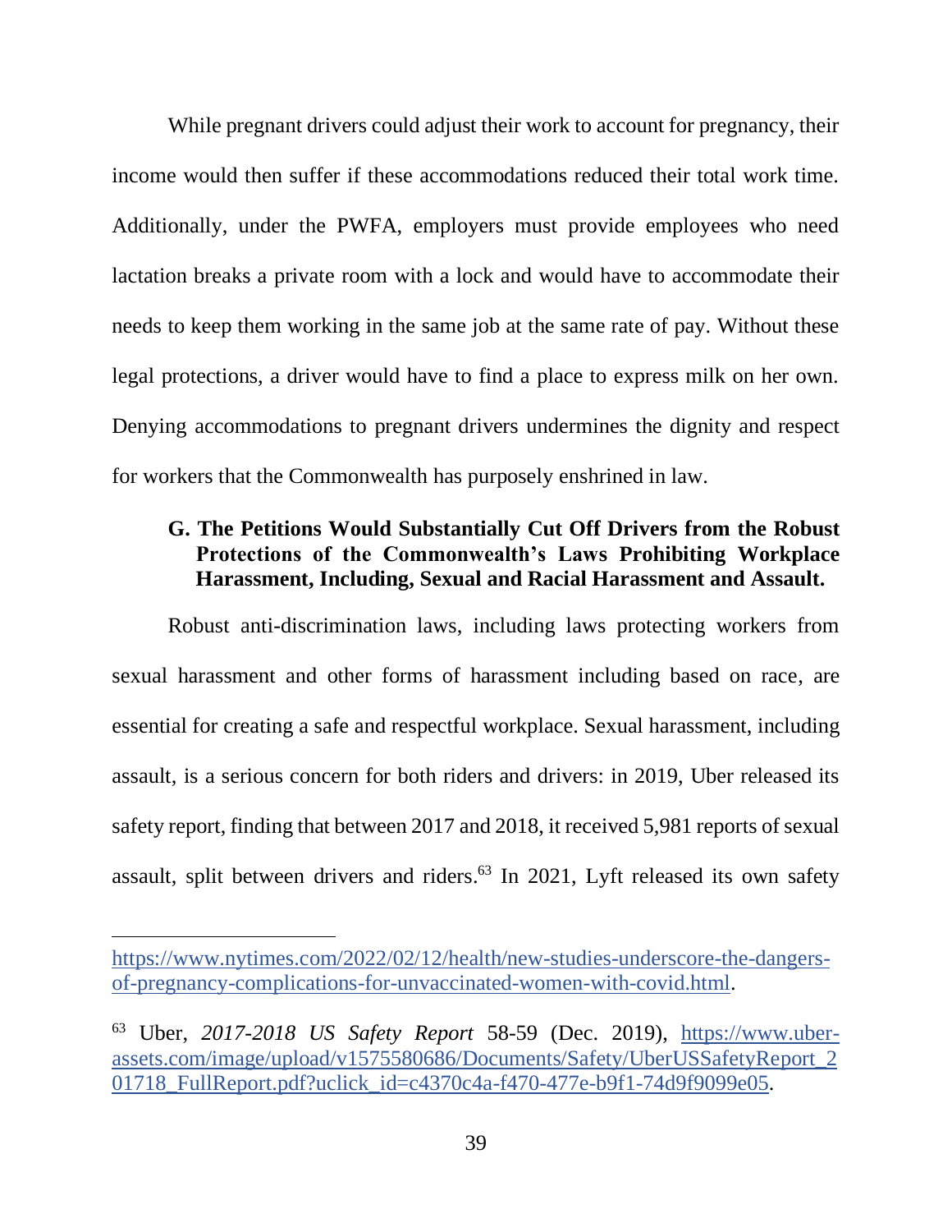While pregnant drivers could adjust their work to account for pregnancy, their income would then suffer if these accommodations reduced their total work time. Additionally, under the PWFA, employers must provide employees who need lactation breaks a private room with a lock and would have to accommodate their needs to keep them working in the same job at the same rate of pay. Without these legal protections, a driver would have to find a place to express milk on her own. Denying accommodations to pregnant drivers undermines the dignity and respect for workers that the Commonwealth has purposely enshrined in law.

### G. The Petitions Would Substantially Cut Off Drivers from the Robust Protections of the Commonwealth's Laws Prohibiting Workplace Harassment, Including, Sexual and Racial Harassment and Assault.

Robust anti-discrimination laws, including laws protecting workers from sexual harassment and other forms of harassment including based on race, are essential for creating a safe and respectful workplace. Sexual harassment, including assault, is a serious concern for both riders and drivers: in 2019, Uber released its safety report, finding that between 2017 and 2018, it received 5,981 reports of sexual assault, split between drivers and riders.[63] In 2021, Lyft released its own safety

---

https://www.nytimes.com/2022/02/12/health/new-studies-underscore-the-dangers-of-pregnancy-complications-for-unvaccinated-women-with-covid.html.

[63] Uber, *2017-2018 US Safety Report* 58-59 (Dec. 2019), https://www.uber-assets.com/image/upload/v1575580686/Documents/Safety/UberUSSafetyReport_201718_FullReport.pdf?uclick_id=c4370c4a-f470-477e-b9f1-74d9f9099e05.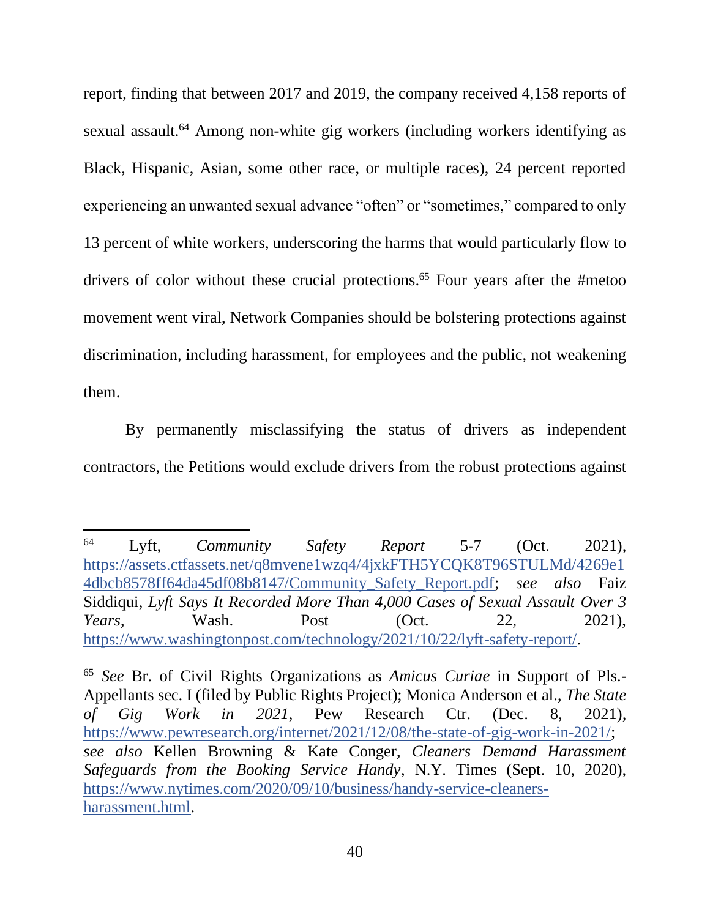report, finding that between 2017 and 2019, the company received 4,158 reports of sexual assault.[64] Among non-white gig workers (including workers identifying as Black, Hispanic, Asian, some other race, or multiple races), 24 percent reported experiencing an unwanted sexual advance "often" or "sometimes," compared to only 13 percent of white workers, underscoring the harms that would particularly flow to drivers of color without these crucial protections.[65] Four years after the #metoo movement went viral, Network Companies should be bolstering protections against discrimination, including harassment, for employees and the public, not weakening them.

By permanently misclassifying the status of drivers as independent contractors, the Petitions would exclude drivers from the robust protections against

---

[64] Lyft, *Community Safety Report* 5-7 (Oct. 2021), https://assets.ctfassets.net/q8mvene1wzq4/4jxkFTH5YCQK8T96STULMd/4269e14dbcb8578ff64da45df08b8147/Community_Safety_Report.pdf; *see also* Faiz Siddiqui, *Lyft Says It Recorded More Than 4,000 Cases of Sexual Assault Over 3 Years*, Wash. Post (Oct. 22, 2021), https://www.washingtonpost.com/technology/2021/10/22/lyft-safety-report/.

[65] *See* Br. of Civil Rights Organizations as *Amicus Curiae* in Support of Pls.-Appellants sec. I (filed by Public Rights Project); Monica Anderson et al., *The State of Gig Work in 2021*, Pew Research Ctr. (Dec. 8, 2021), https://www.pewresearch.org/internet/2021/12/08/the-state-of-gig-work-in-2021/; *see also* Kellen Browning & Kate Conger, *Cleaners Demand Harassment Safeguards from the Booking Service Handy*, N.Y. Times (Sept. 10, 2020), https://www.nytimes.com/2020/09/10/business/handy-service-cleaners-harassment.html.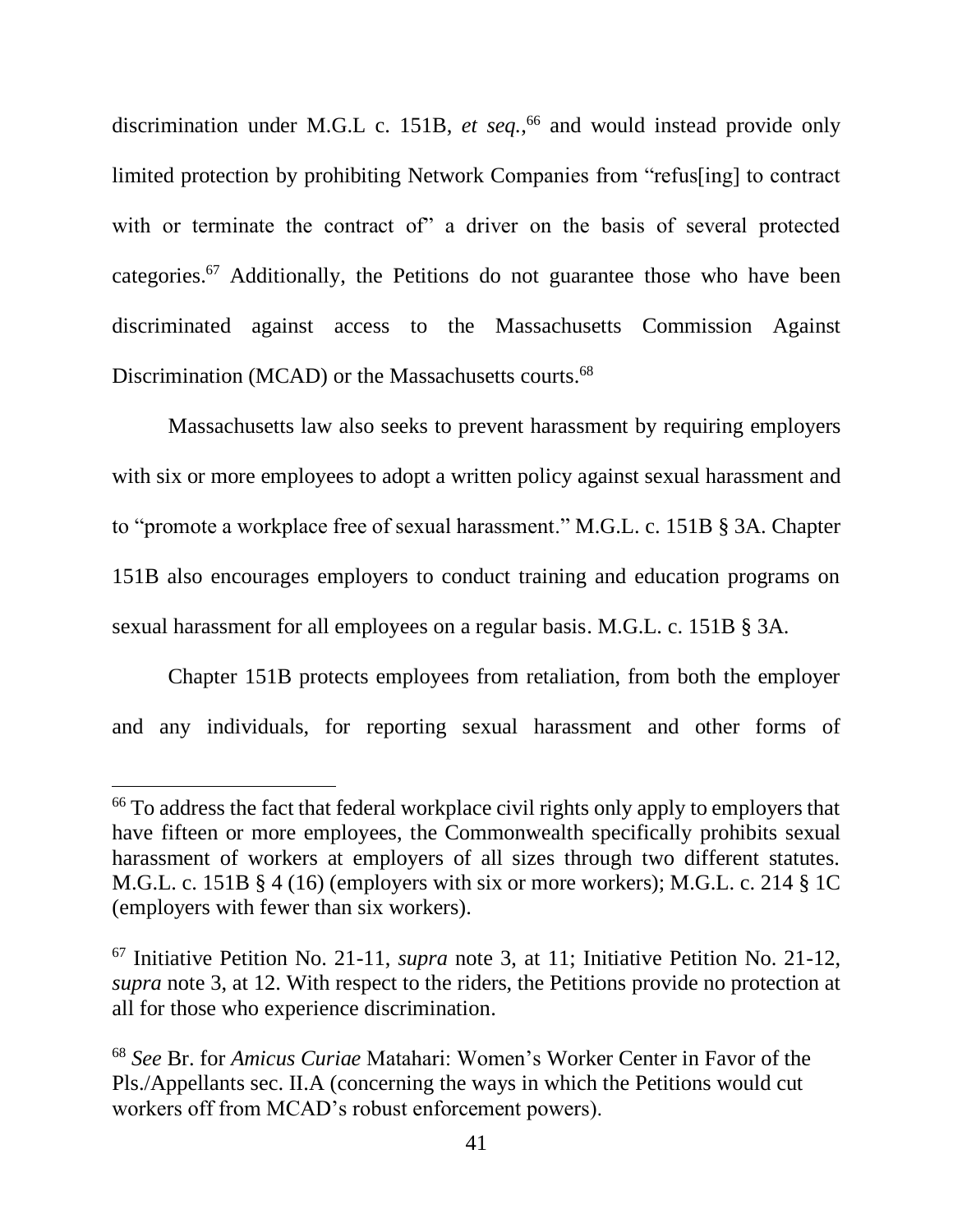discrimination under M.G.L c. 151B, *et seq.*,[66] and would instead provide only limited protection by prohibiting Network Companies from "refus[ing] to contract with or terminate the contract of" a driver on the basis of several protected categories.[67] Additionally, the Petitions do not guarantee those who have been discriminated against access to the Massachusetts Commission Against Discrimination (MCAD) or the Massachusetts courts.[68]

Massachusetts law also seeks to prevent harassment by requiring employers with six or more employees to adopt a written policy against sexual harassment and to "promote a workplace free of sexual harassment." M.G.L. c. 151B § 3A. Chapter 151B also encourages employers to conduct training and education programs on sexual harassment for all employees on a regular basis. M.G.L. c. 151B § 3A.

Chapter 151B protects employees from retaliation, from both the employer and any individuals, for reporting sexual harassment and other forms of

---

[66] To address the fact that federal workplace civil rights only apply to employers that have fifteen or more employees, the Commonwealth specifically prohibits sexual harassment of workers at employers of all sizes through two different statutes. M.G.L. c. 151B § 4 (16) (employers with six or more workers); M.G.L. c. 214 § 1C (employers with fewer than six workers).

[67] Initiative Petition No. 21-11, *supra* note 3, at 11; Initiative Petition No. 21-12, *supra* note 3, at 12. With respect to the riders, the Petitions provide no protection at all for those who experience discrimination.

[68] *See* Br. for *Amicus Curiae* Matahari: Women's Worker Center in Favor of the Pls./Appellants sec. II.A (concerning the ways in which the Petitions would cut workers off from MCAD's robust enforcement powers).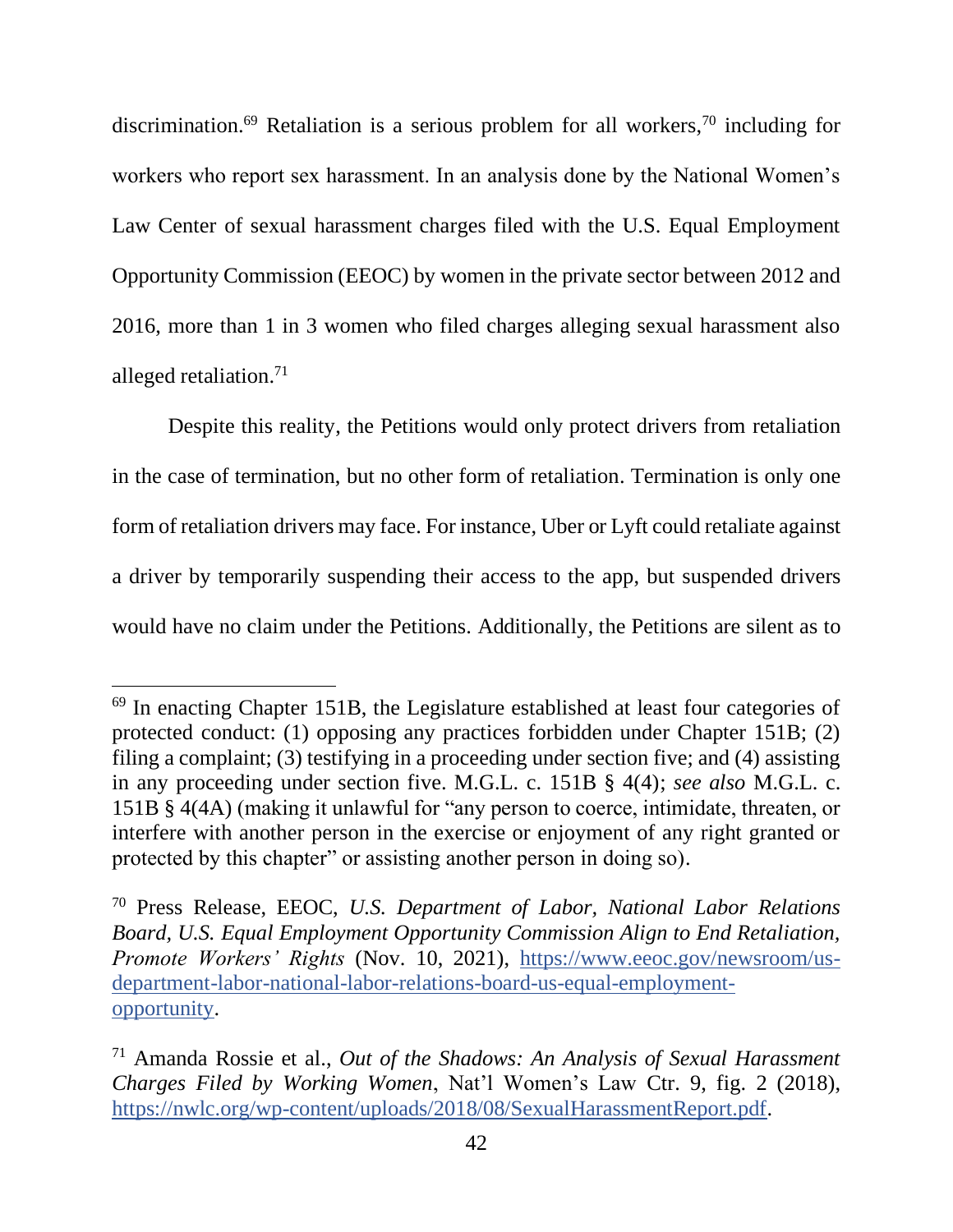discrimination.[69] Retaliation is a serious problem for all workers,[70] including for workers who report sex harassment. In an analysis done by the National Women's Law Center of sexual harassment charges filed with the U.S. Equal Employment Opportunity Commission (EEOC) by women in the private sector between 2012 and 2016, more than 1 in 3 women who filed charges alleging sexual harassment also alleged retaliation.[71]

Despite this reality, the Petitions would only protect drivers from retaliation in the case of termination, but no other form of retaliation. Termination is only one form of retaliation drivers may face. For instance, Uber or Lyft could retaliate against a driver by temporarily suspending their access to the app, but suspended drivers would have no claim under the Petitions. Additionally, the Petitions are silent as to

---

[69] In enacting Chapter 151B, the Legislature established at least four categories of protected conduct: (1) opposing any practices forbidden under Chapter 151B; (2) filing a complaint; (3) testifying in a proceeding under section five; and (4) assisting in any proceeding under section five. M.G.L. c. 151B § 4(4); *see also* M.G.L. c. 151B § 4(4A) (making it unlawful for "any person to coerce, intimidate, threaten, or interfere with another person in the exercise or enjoyment of any right granted or protected by this chapter" or assisting another person in doing so).

[70] Press Release, EEOC, *U.S. Department of Labor, National Labor Relations Board, U.S. Equal Employment Opportunity Commission Align to End Retaliation, Promote Workers' Rights* (Nov. 10, 2021), https://www.eeoc.gov/newsroom/us-department-labor-national-labor-relations-board-us-equal-employment-opportunity.

[71] Amanda Rossie et al., *Out of the Shadows: An Analysis of Sexual Harassment Charges Filed by Working Women*, Nat'l Women's Law Ctr. 9, fig. 2 (2018), https://nwlc.org/wp-content/uploads/2018/08/SexualHarassmentReport.pdf.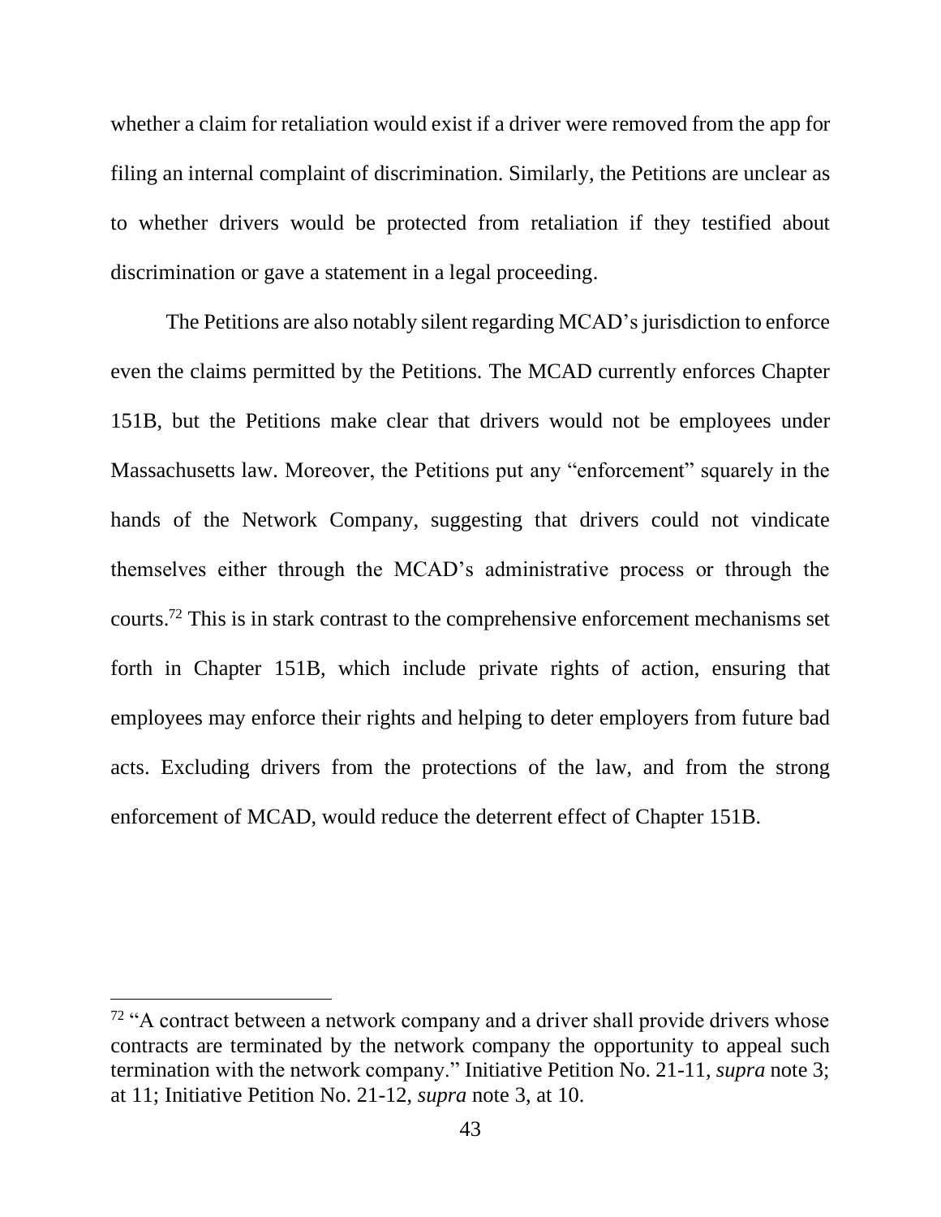whether a claim for retaliation would exist if a driver were removed from the app for filing an internal complaint of discrimination. Similarly, the Petitions are unclear as to whether drivers would be protected from retaliation if they testified about discrimination or gave a statement in a legal proceeding.

The Petitions are also notably silent regarding MCAD's jurisdiction to enforce even the claims permitted by the Petitions. The MCAD currently enforces Chapter 151B, but the Petitions make clear that drivers would not be employees under Massachusetts law. Moreover, the Petitions put any "enforcement" squarely in the hands of the Network Company, suggesting that drivers could not vindicate themselves either through the MCAD's administrative process or through the courts.[72] This is in stark contrast to the comprehensive enforcement mechanisms set forth in Chapter 151B, which include private rights of action, ensuring that employees may enforce their rights and helping to deter employers from future bad acts. Excluding drivers from the protections of the law, and from the strong enforcement of MCAD, would reduce the deterrent effect of Chapter 151B.

---

[72] "A contract between a network company and a driver shall provide drivers whose contracts are terminated by the network company the opportunity to appeal such termination with the network company." Initiative Petition No. 21-11, *supra* note 3; at 11; Initiative Petition No. 21-12, *supra* note 3, at 10.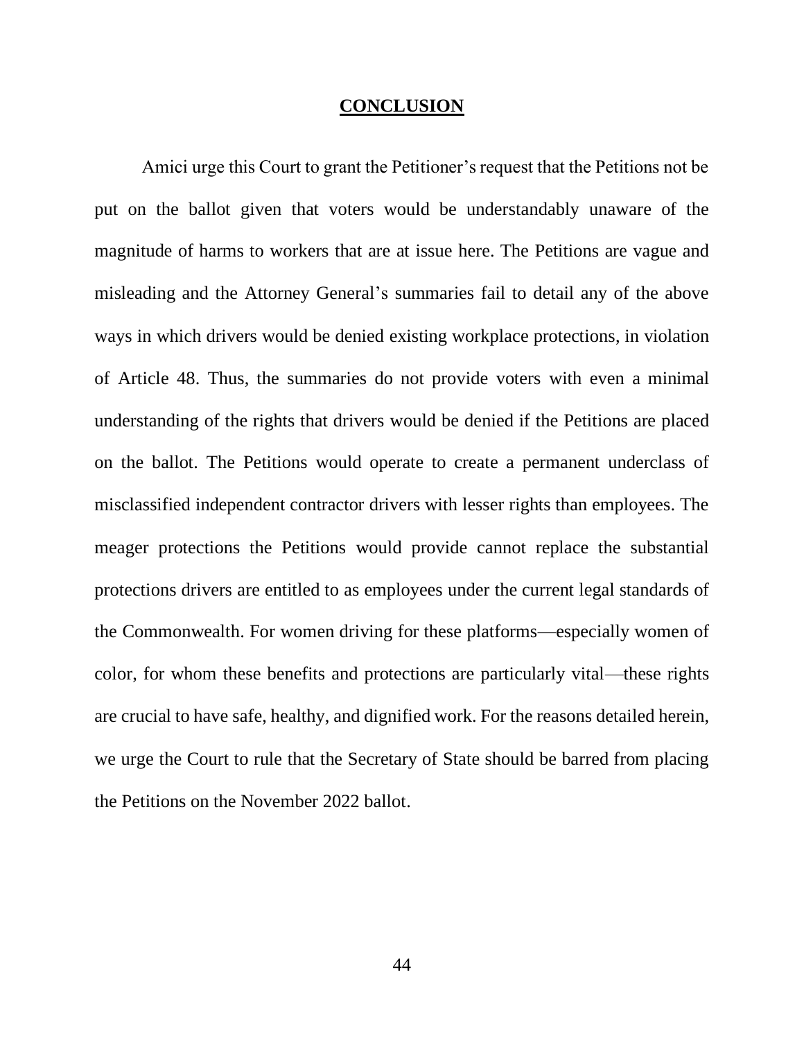## CONCLUSION

Amici urge this Court to grant the Petitioner's request that the Petitions not be put on the ballot given that voters would be understandably unaware of the magnitude of harms to workers that are at issue here. The Petitions are vague and misleading and the Attorney General's summaries fail to detail any of the above ways in which drivers would be denied existing workplace protections, in violation of Article 48. Thus, the summaries do not provide voters with even a minimal understanding of the rights that drivers would be denied if the Petitions are placed on the ballot. The Petitions would operate to create a permanent underclass of misclassified independent contractor drivers with lesser rights than employees. The meager protections the Petitions would provide cannot replace the substantial protections drivers are entitled to as employees under the current legal standards of the Commonwealth. For women driving for these platforms—especially women of color, for whom these benefits and protections are particularly vital—these rights are crucial to have safe, healthy, and dignified work. For the reasons detailed herein, we urge the Court to rule that the Secretary of State should be barred from placing the Petitions on the November 2022 ballot.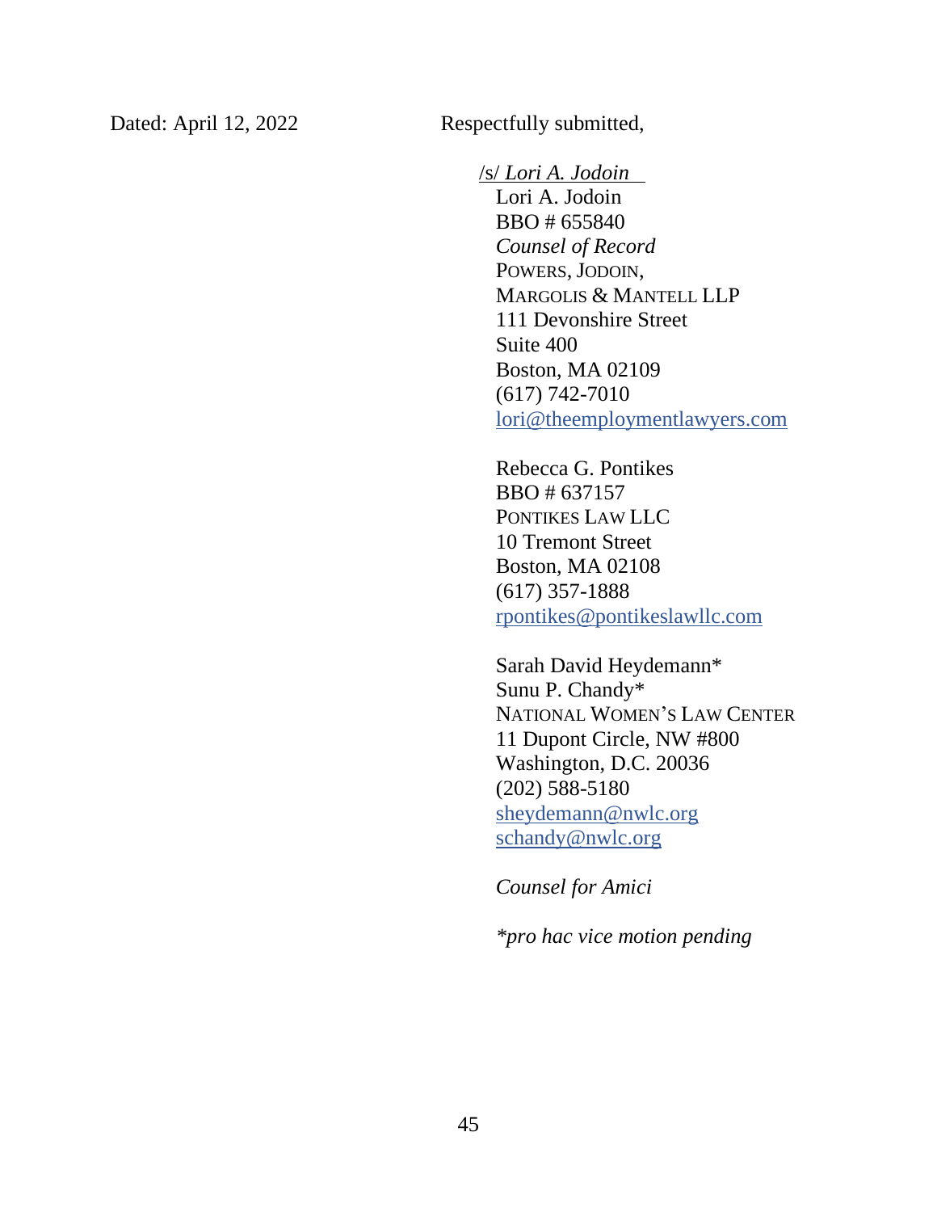Dated: April 12, 2022

Respectfully submitted,

/s/ *Lori A. Jodoin*

Lori A. Jodoin
BBO # 655840
*Counsel of Record*
POWERS, JODOIN,
MARGOLIS & MANTELL LLP
111 Devonshire Street
Suite 400
Boston, MA 02109
(617) 742-7010
lori@theemploymentlawyers.com

Rebecca G. Pontikes
BBO # 637157
PONTIKES LAW LLC
10 Tremont Street
Boston, MA 02108
(617) 357-1888
rpontikes@pontikeslawllc.com

Sarah David Heydemann*
Sunu P. Chandy*
NATIONAL WOMEN'S LAW CENTER
11 Dupont Circle, NW #800
Washington, D.C. 20036
(202) 588-5180
sheydemann@nwlc.org
schandy@nwlc.org

*Counsel for Amici*

*\*pro hac vice motion pending*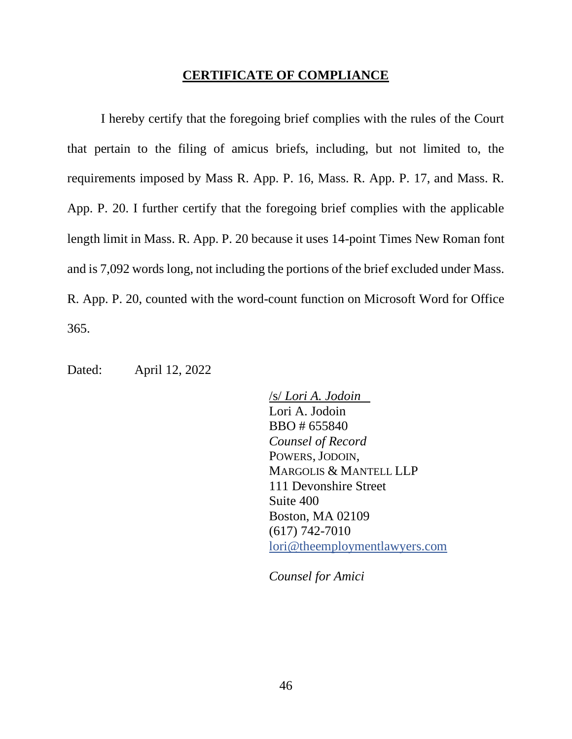## **CERTIFICATE OF COMPLIANCE**

I hereby certify that the foregoing brief complies with the rules of the Court that pertain to the filing of amicus briefs, including, but not limited to, the requirements imposed by Mass R. App. P. 16, Mass. R. App. P. 17, and Mass. R. App. P. 20. I further certify that the foregoing brief complies with the applicable length limit in Mass. R. App. P. 20 because it uses 14-point Times New Roman font and is 7,092 words long, not including the portions of the brief excluded under Mass. R. App. P. 20, counted with the word-count function on Microsoft Word for Office 365.

Dated: April 12, 2022

/s/ *Lori A. Jodoin*  
Lori A. Jodoin  
BBO # 655840  
*Counsel of Record*  
POWERS, JODOIN,  
MARGOLIS & MANTELL LLP  
111 Devonshire Street  
Suite 400  
Boston, MA 02109  
(617) 742-7010  
lori@theemploymentlawyers.com

*Counsel for Amici*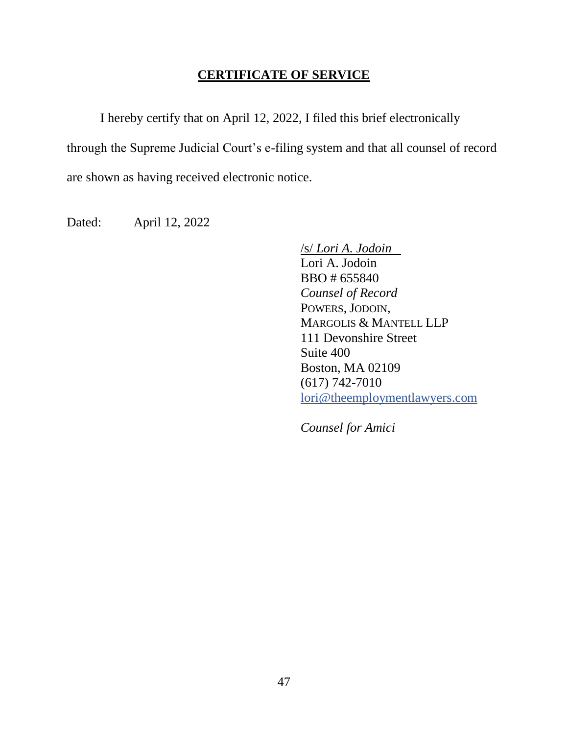## CERTIFICATE OF SERVICE

I hereby certify that on April 12, 2022, I filed this brief electronically through the Supreme Judicial Court's e-filing system and that all counsel of record are shown as having received electronic notice.

Dated: April 12, 2022

/s/ *Lori A. Jodoin*
Lori A. Jodoin
BBO # 655840
*Counsel of Record*
POWERS, JODOIN,
MARGOLIS & MANTELL LLP
111 Devonshire Street
Suite 400
Boston, MA 02109
(617) 742-7010
lori@theemploymentlawyers.com

*Counsel for Amici*